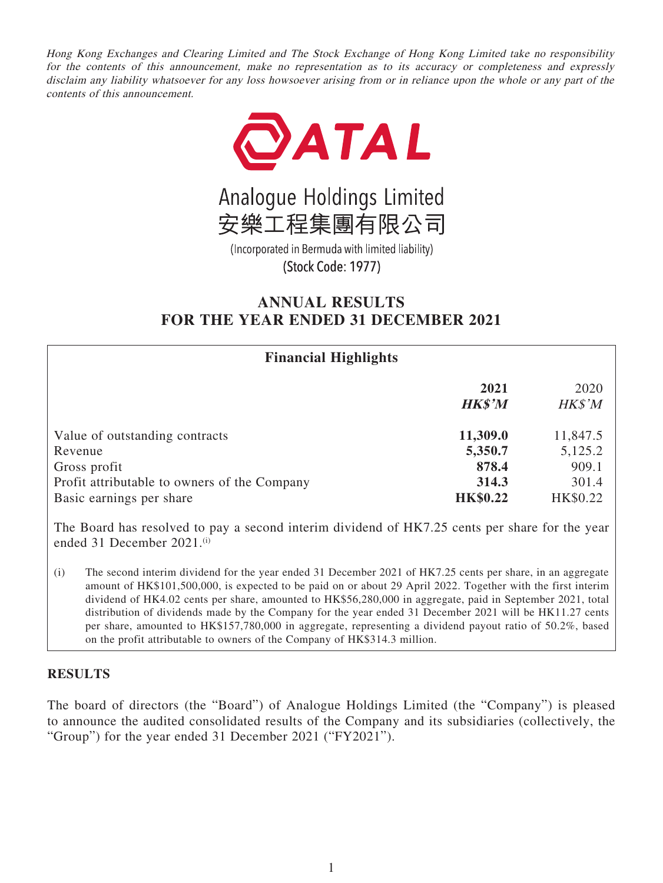*Hong Kong Exchanges and Clearing Limited and The Stock Exchange of Hong Kong Limited take no responsibility for the contents of this announcement, make no representation as to its accuracy or completeness and expressly disclaim any liability whatsoever for any loss howsoever arising from or in reliance upon the whole or any part of the contents of this announcement.*

ATAL

Analogue Holdings Limited
安樂工程集團有限公司

(Incorporated in Bermuda with limited liability)
(Stock Code: 1977)

# ANNUAL RESULTS FOR THE YEAR ENDED 31 DECEMBER 2021

**Financial Highlights**

| | **2021** | 2020 |
|---|---|---|
| | ***HK$'M*** | *HK$'M* |
| Value of outstanding contracts | **11,309.0** | 11,847.5 |
| Revenue | **5,350.7** | 5,125.2 |
| Gross profit | **878.4** | 909.1 |
| Profit attributable to owners of the Company | **314.3** | 301.4 |
| Basic earnings per share | **HK$0.22** | HK$0.22 |

The Board has resolved to pay a second interim dividend of HK7.25 cents per share for the year ended 31 December 2021.(i)

(i) The second interim dividend for the year ended 31 December 2021 of HK7.25 cents per share, in an aggregate amount of HK$101,500,000, is expected to be paid on or about 29 April 2022. Together with the first interim dividend of HK4.02 cents per share, amounted to HK$56,280,000 in aggregate, paid in September 2021, total distribution of dividends made by the Company for the year ended 31 December 2021 will be HK11.27 cents per share, amounted to HK$157,780,000 in aggregate, representing a dividend payout ratio of 50.2%, based on the profit attributable to owners of the Company of HK$314.3 million.

## RESULTS

The board of directors (the "Board") of Analogue Holdings Limited (the "Company") is pleased to announce the audited consolidated results of the Company and its subsidiaries (collectively, the "Group") for the year ended 31 December 2021 ("FY2021").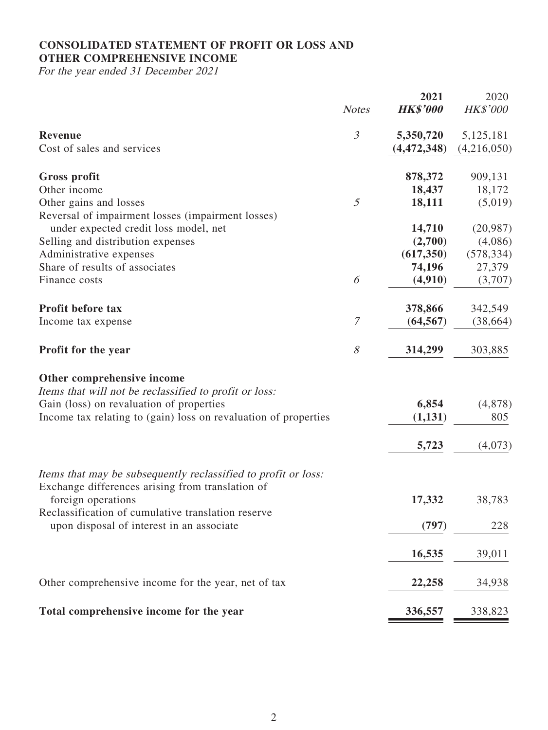**CONSOLIDATED STATEMENT OF PROFIT OR LOSS AND OTHER COMPREHENSIVE INCOME**

*For the year ended 31 December 2021*

| | *Notes* | **2021** | 2020 |
|---|---|---|---|
| | | ***HK$'000*** | *HK$'000* |
| **Revenue** | *3* | **5,350,720** | 5,125,181 |
| Cost of sales and services | | **(4,472,348)** | (4,216,050) |
| **Gross profit** | | **878,372** | 909,131 |
| Other income | | **18,437** | 18,172 |
| Other gains and losses | *5* | **18,111** | (5,019) |
| Reversal of impairment losses (impairment losses) under expected credit loss model, net | | **14,710** | (20,987) |
| Selling and distribution expenses | | **(2,700)** | (4,086) |
| Administrative expenses | | **(617,350)** | (578,334) |
| Share of results of associates | | **74,196** | 27,379 |
| Finance costs | *6* | **(4,910)** | (3,707) |
| **Profit before tax** | | **378,866** | 342,549 |
| Income tax expense | *7* | **(64,567)** | (38,664) |
| **Profit for the year** | *8* | **314,299** | 303,885 |
| **Other comprehensive income** | | | |
| *Items that will not be reclassified to profit or loss:* | | | |
| Gain (loss) on revaluation of properties | | **6,854** | (4,878) |
| Income tax relating to (gain) loss on revaluation of properties | | **(1,131)** | 805 |
| | | **5,723** | (4,073) |
| *Items that may be subsequently reclassified to profit or loss:* | | | |
| Exchange differences arising from translation of foreign operations | | **17,332** | 38,783 |
| Reclassification of cumulative translation reserve upon disposal of interest in an associate | | **(797)** | 228 |
| | | **16,535** | 39,011 |
| Other comprehensive income for the year, net of tax | | **22,258** | 34,938 |
| **Total comprehensive income for the year** | | **336,557** | 338,823 |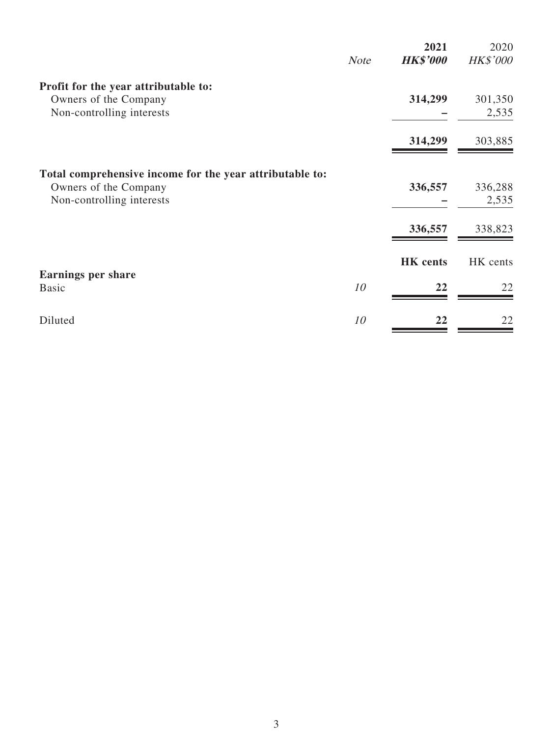| | Note | 2021 HK$'000 | 2020 HK$'000 |
|---|---|---|---|
| **Profit for the year attributable to:** | | | |
| Owners of the Company | | **314,299** | 301,350 |
| Non-controlling interests | | **–** | 2,535 |
| | | **314,299** | 303,885 |
| **Total comprehensive income for the year attributable to:** | | | |
| Owners of the Company | | **336,557** | 336,288 |
| Non-controlling interests | | **–** | 2,535 |
| | | **336,557** | 338,823 |
| | | **HK cents** | HK cents |
| **Earnings per share** | | | |
| Basic | *10* | **22** | 22 |
| Diluted | *10* | **22** | 22 |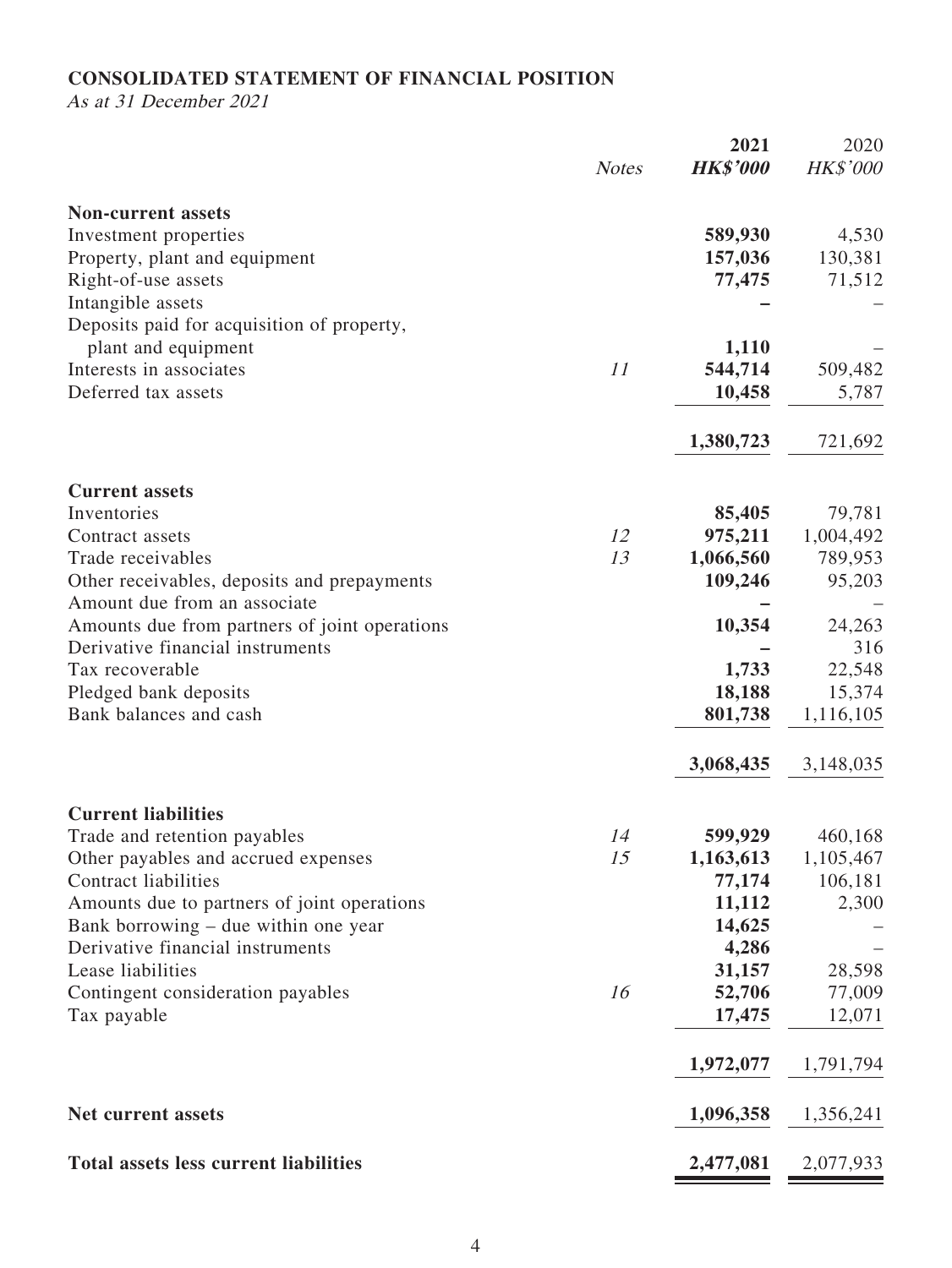# CONSOLIDATED STATEMENT OF FINANCIAL POSITION

*As at 31 December 2021*

| | *Notes* | **2021** | 2020 |
|---|---|---|---|
| | | ***HK$'000*** | *HK$'000* |
| **Non-current assets** | | | |
| Investment properties | | **589,930** | 4,530 |
| Property, plant and equipment | | **157,036** | 130,381 |
| Right-of-use assets | | **77,475** | 71,512 |
| Intangible assets | | **–** | – |
| Deposits paid for acquisition of property, plant and equipment | | **1,110** | – |
| Interests in associates | *11* | **544,714** | 509,482 |
| Deferred tax assets | | **10,458** | 5,787 |
| | | **1,380,723** | 721,692 |
| **Current assets** | | | |
| Inventories | | **85,405** | 79,781 |
| Contract assets | *12* | **975,211** | 1,004,492 |
| Trade receivables | *13* | **1,066,560** | 789,953 |
| Other receivables, deposits and prepayments | | **109,246** | 95,203 |
| Amount due from an associate | | **–** | – |
| Amounts due from partners of joint operations | | **10,354** | 24,263 |
| Derivative financial instruments | | **–** | 316 |
| Tax recoverable | | **1,733** | 22,548 |
| Pledged bank deposits | | **18,188** | 15,374 |
| Bank balances and cash | | **801,738** | 1,116,105 |
| | | **3,068,435** | 3,148,035 |
| **Current liabilities** | | | |
| Trade and retention payables | *14* | **599,929** | 460,168 |
| Other payables and accrued expenses | *15* | **1,163,613** | 1,105,467 |
| Contract liabilities | | **77,174** | 106,181 |
| Amounts due to partners of joint operations | | **11,112** | 2,300 |
| Bank borrowing – due within one year | | **14,625** | – |
| Derivative financial instruments | | **4,286** | – |
| Lease liabilities | | **31,157** | 28,598 |
| Contingent consideration payables | *16* | **52,706** | 77,009 |
| Tax payable | | **17,475** | 12,071 |
| | | **1,972,077** | 1,791,794 |
| **Net current assets** | | **1,096,358** | 1,356,241 |
| **Total assets less current liabilities** | | **2,477,081** | 2,077,933 |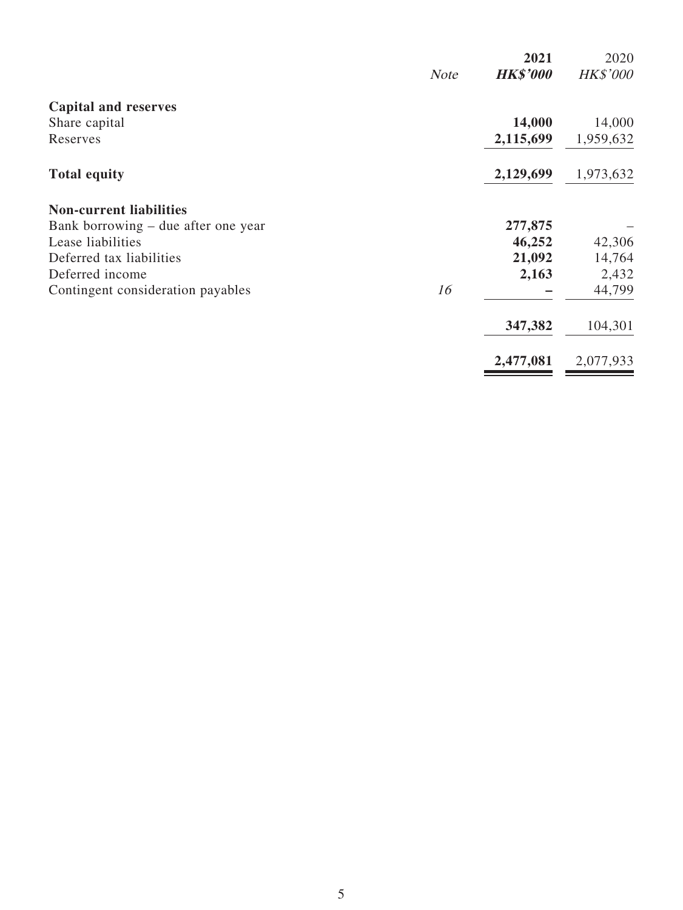| | Note | 2021 HK$'000 | 2020 HK$'000 |
|---|---|---|---|
| **Capital and reserves** | | | |
| Share capital | | **14,000** | 14,000 |
| Reserves | | **2,115,699** | 1,959,632 |
| **Total equity** | | **2,129,699** | 1,973,632 |
| **Non-current liabilities** | | | |
| Bank borrowing – due after one year | | **277,875** | – |
| Lease liabilities | | **46,252** | 42,306 |
| Deferred tax liabilities | | **21,092** | 14,764 |
| Deferred income | | **2,163** | 2,432 |
| Contingent consideration payables | *16* | **–** | 44,799 |
| | | **347,382** | 104,301 |
| | | **2,477,081** | 2,077,933 |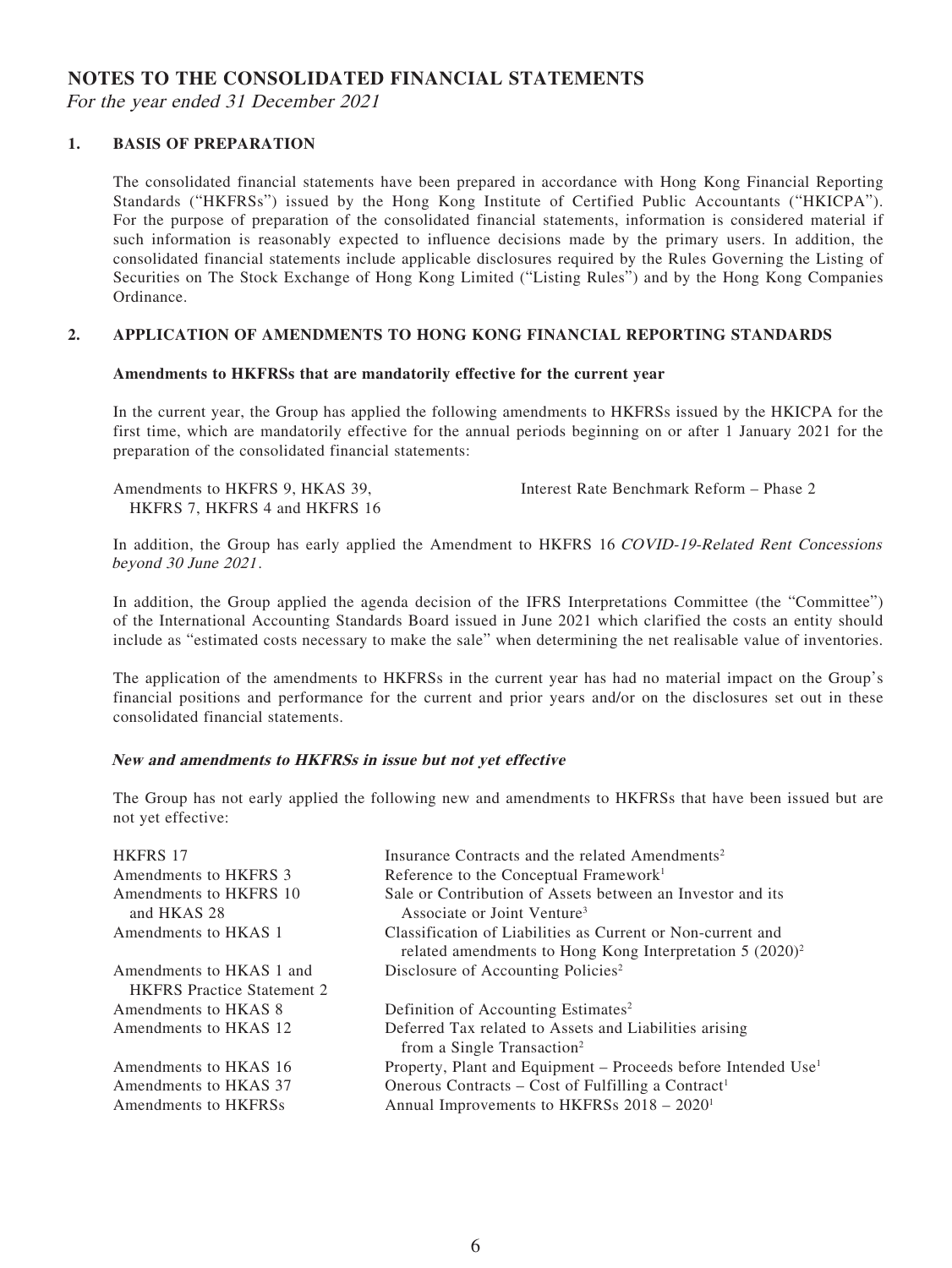# NOTES TO THE CONSOLIDATED FINANCIAL STATEMENTS

*For the year ended 31 December 2021*

## 1. BASIS OF PREPARATION

The consolidated financial statements have been prepared in accordance with Hong Kong Financial Reporting Standards ("HKFRSs") issued by the Hong Kong Institute of Certified Public Accountants ("HKICPA"). For the purpose of preparation of the consolidated financial statements, information is considered material if such information is reasonably expected to influence decisions made by the primary users. In addition, the consolidated financial statements include applicable disclosures required by the Rules Governing the Listing of Securities on The Stock Exchange of Hong Kong Limited ("Listing Rules") and by the Hong Kong Companies Ordinance.

## 2. APPLICATION OF AMENDMENTS TO HONG KONG FINANCIAL REPORTING STANDARDS

**Amendments to HKFRSs that are mandatorily effective for the current year**

In the current year, the Group has applied the following amendments to HKFRSs issued by the HKICPA for the first time, which are mandatorily effective for the annual periods beginning on or after 1 January 2021 for the preparation of the consolidated financial statements:

| | |
|---|---|
| Amendments to HKFRS 9, HKAS 39, HKFRS 7, HKFRS 4 and HKFRS 16 | Interest Rate Benchmark Reform – Phase 2 |

In addition, the Group has early applied the Amendment to HKFRS 16 *COVID-19-Related Rent Concessions beyond 30 June 2021*.

In addition, the Group applied the agenda decision of the IFRS Interpretations Committee (the "Committee") of the International Accounting Standards Board issued in June 2021 which clarified the costs an entity should include as "estimated costs necessary to make the sale" when determining the net realisable value of inventories.

The application of the amendments to HKFRSs in the current year has had no material impact on the Group's financial positions and performance for the current and prior years and/or on the disclosures set out in these consolidated financial statements.

***New and amendments to HKFRSs in issue but not yet effective***

The Group has not early applied the following new and amendments to HKFRSs that have been issued but are not yet effective:

| | |
|---|---|
| HKFRS 17 | Insurance Contracts and the related Amendments[2] |
| Amendments to HKFRS 3 | Reference to the Conceptual Framework[1] |
| Amendments to HKFRS 10 and HKAS 28 | Sale or Contribution of Assets between an Investor and its Associate or Joint Venture[3] |
| Amendments to HKAS 1 | Classification of Liabilities as Current or Non-current and related amendments to Hong Kong Interpretation 5 (2020)[2] |
| Amendments to HKAS 1 and HKFRS Practice Statement 2 | Disclosure of Accounting Policies[2] |
| Amendments to HKAS 8 | Definition of Accounting Estimates[2] |
| Amendments to HKAS 12 | Deferred Tax related to Assets and Liabilities arising from a Single Transaction[2] |
| Amendments to HKAS 16 | Property, Plant and Equipment – Proceeds before Intended Use[1] |
| Amendments to HKAS 37 | Onerous Contracts – Cost of Fulfilling a Contract[1] |
| Amendments to HKFRSs | Annual Improvements to HKFRSs 2018 – 2020[1] |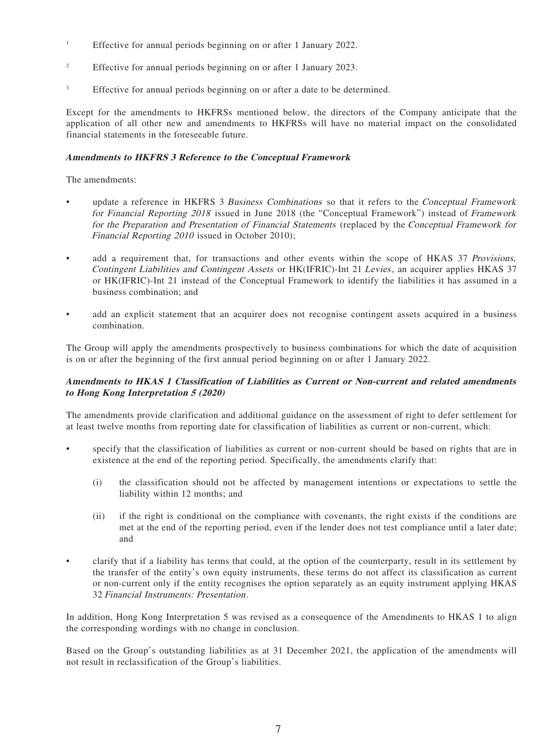[1] Effective for annual periods beginning on or after 1 January 2022.

[2] Effective for annual periods beginning on or after 1 January 2023.

[3] Effective for annual periods beginning on or after a date to be determined.

Except for the amendments to HKFRSs mentioned below, the directors of the Company anticipate that the application of all other new and amendments to HKFRSs will have no material impact on the consolidated financial statements in the foreseeable future.

***Amendments to HKFRS 3 Reference to the Conceptual Framework***

The amendments:

- update a reference in HKFRS 3 *Business Combinations* so that it refers to the *Conceptual Framework for Financial Reporting 2018* issued in June 2018 (the "Conceptual Framework") instead of *Framework for the Preparation and Presentation of Financial Statements* (replaced by the *Conceptual Framework for Financial Reporting 2010* issued in October 2010);
- add a requirement that, for transactions and other events within the scope of HKAS 37 *Provisions, Contingent Liabilities and Contingent Assets* or HK(IFRIC)-Int 21 *Levies*, an acquirer applies HKAS 37 or HK(IFRIC)-Int 21 instead of the Conceptual Framework to identify the liabilities it has assumed in a business combination; and
- add an explicit statement that an acquirer does not recognise contingent assets acquired in a business combination.

The Group will apply the amendments prospectively to business combinations for which the date of acquisition is on or after the beginning of the first annual period beginning on or after 1 January 2022.

***Amendments to HKAS 1 Classification of Liabilities as Current or Non-current and related amendments to Hong Kong Interpretation 5 (2020)***

The amendments provide clarification and additional guidance on the assessment of right to defer settlement for at least twelve months from reporting date for classification of liabilities as current or non-current, which:

- specify that the classification of liabilities as current or non-current should be based on rights that are in existence at the end of the reporting period. Specifically, the amendments clarify that:
  (i) the classification should not be affected by management intentions or expectations to settle the liability within 12 months; and
  (ii) if the right is conditional on the compliance with covenants, the right exists if the conditions are met at the end of the reporting period, even if the lender does not test compliance until a later date; and
- clarify that if a liability has terms that could, at the option of the counterparty, result in its settlement by the transfer of the entity's own equity instruments, these terms do not affect its classification as current or non-current only if the entity recognises the option separately as an equity instrument applying HKAS 32 *Financial Instruments: Presentation*.

In addition, Hong Kong Interpretation 5 was revised as a consequence of the Amendments to HKAS 1 to align the corresponding wordings with no change in conclusion.

Based on the Group's outstanding liabilities as at 31 December 2021, the application of the amendments will not result in reclassification of the Group's liabilities.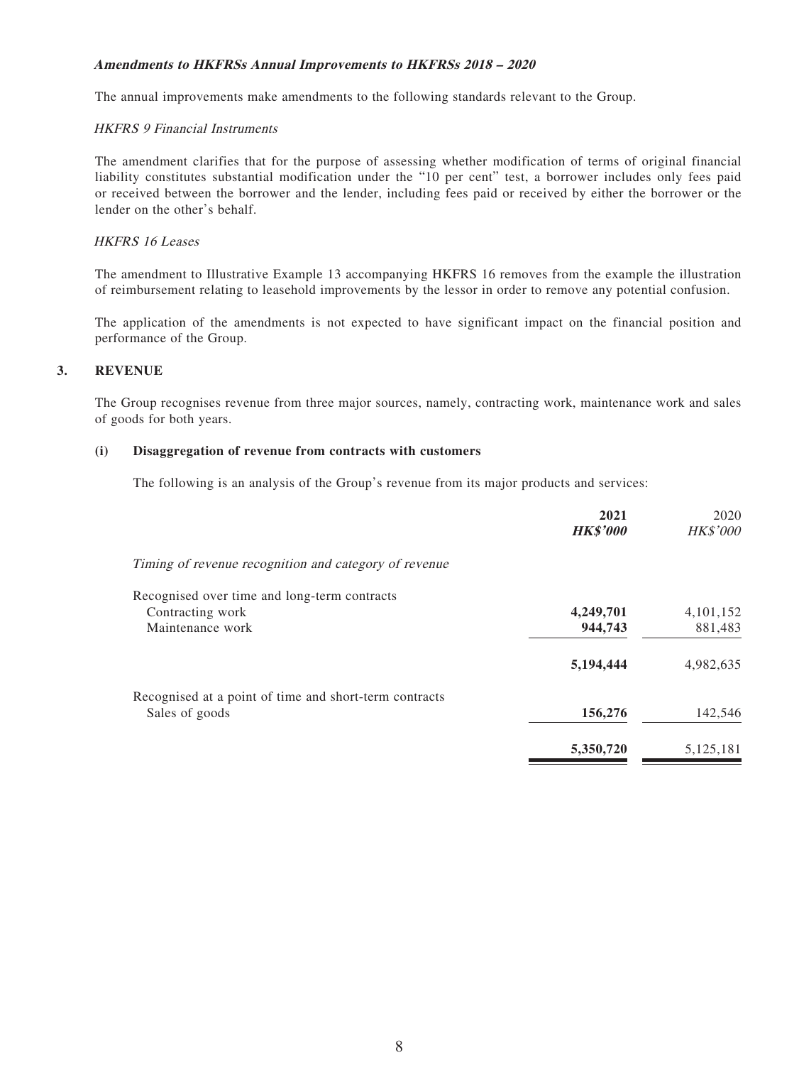**_Amendments to HKFRSs Annual Improvements to HKFRSs 2018 – 2020_**

The annual improvements make amendments to the following standards relevant to the Group.

_HKFRS 9 Financial Instruments_

The amendment clarifies that for the purpose of assessing whether modification of terms of original financial liability constitutes substantial modification under the "10 per cent" test, a borrower includes only fees paid or received between the borrower and the lender, including fees paid or received by either the borrower or the lender on the other's behalf.

_HKFRS 16 Leases_

The amendment to Illustrative Example 13 accompanying HKFRS 16 removes from the example the illustration of reimbursement relating to leasehold improvements by the lessor in order to remove any potential confusion.

The application of the amendments is not expected to have significant impact on the financial position and performance of the Group.

## 3. REVENUE

The Group recognises revenue from three major sources, namely, contracting work, maintenance work and sales of goods for both years.

### (i) Disaggregation of revenue from contracts with customers

The following is an analysis of the Group's revenue from its major products and services:

| | **2021** | 2020 |
|---|---|---|
| | _**HK$'000**_ | _HK$'000_ |
| _Timing of revenue recognition and category of revenue_ | | |
| Recognised over time and long-term contracts | | |
| Contracting work | **4,249,701** | 4,101,152 |
| Maintenance work | **944,743** | 881,483 |
| | **5,194,444** | 4,982,635 |
| Recognised at a point of time and short-term contracts | | |
| Sales of goods | **156,276** | 142,546 |
| | **5,350,720** | 5,125,181 |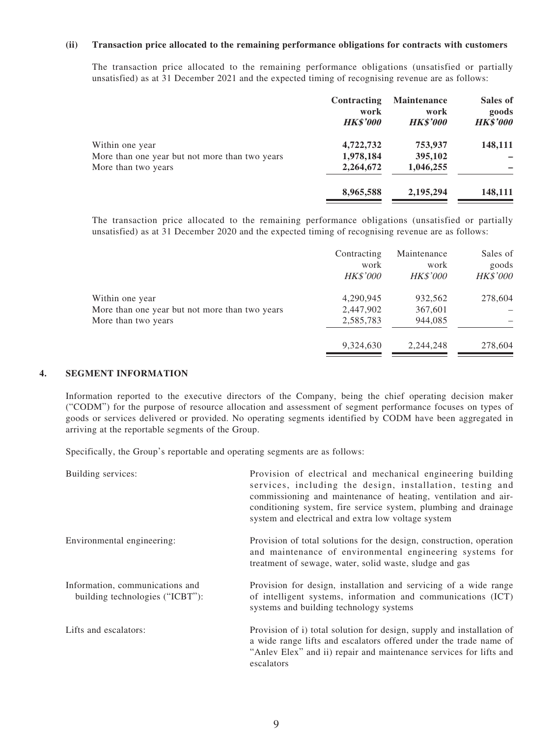**(ii) Transaction price allocated to the remaining performance obligations for contracts with customers**

The transaction price allocated to the remaining performance obligations (unsatisfied or partially unsatisfied) as at 31 December 2021 and the expected timing of recognising revenue are as follows:

| | **Contracting work** | **Maintenance work** | **Sales of goods** |
|---|---|---|---|
| | ***HK$'000*** | ***HK$'000*** | ***HK$'000*** |
| Within one year | **4,722,732** | **753,937** | **148,111** |
| More than one year but not more than two years | **1,978,184** | **395,102** | **–** |
| More than two years | **2,264,672** | **1,046,255** | **–** |
| | **8,965,588** | **2,195,294** | **148,111** |

The transaction price allocated to the remaining performance obligations (unsatisfied or partially unsatisfied) as at 31 December 2020 and the expected timing of recognising revenue are as follows:

| | Contracting work | Maintenance work | Sales of goods |
|---|---|---|---|
| | *HK$'000* | *HK$'000* | *HK$'000* |
| Within one year | 4,290,945 | 932,562 | 278,604 |
| More than one year but not more than two years | 2,447,902 | 367,601 | – |
| More than two years | 2,585,783 | 944,085 | – |
| | 9,324,630 | 2,244,248 | 278,604 |

## 4. SEGMENT INFORMATION

Information reported to the executive directors of the Company, being the chief operating decision maker ("CODM") for the purpose of resource allocation and assessment of segment performance focuses on types of goods or services delivered or provided. No operating segments identified by CODM have been aggregated in arriving at the reportable segments of the Group.

Specifically, the Group's reportable and operating segments are as follows:

| | |
|---|---|
| Building services: | Provision of electrical and mechanical engineering building services, including the design, installation, testing and commissioning and maintenance of heating, ventilation and air-conditioning system, fire service system, plumbing and drainage system and electrical and extra low voltage system |
| Environmental engineering: | Provision of total solutions for the design, construction, operation and maintenance of environmental engineering systems for treatment of sewage, water, solid waste, sludge and gas |
| Information, communications and building technologies ("ICBT"): | Provision for design, installation and servicing of a wide range of intelligent systems, information and communications (ICT) systems and building technology systems |
| Lifts and escalators: | Provision of i) total solution for design, supply and installation of a wide range lifts and escalators offered under the trade name of "Anlev Elex" and ii) repair and maintenance services for lifts and escalators |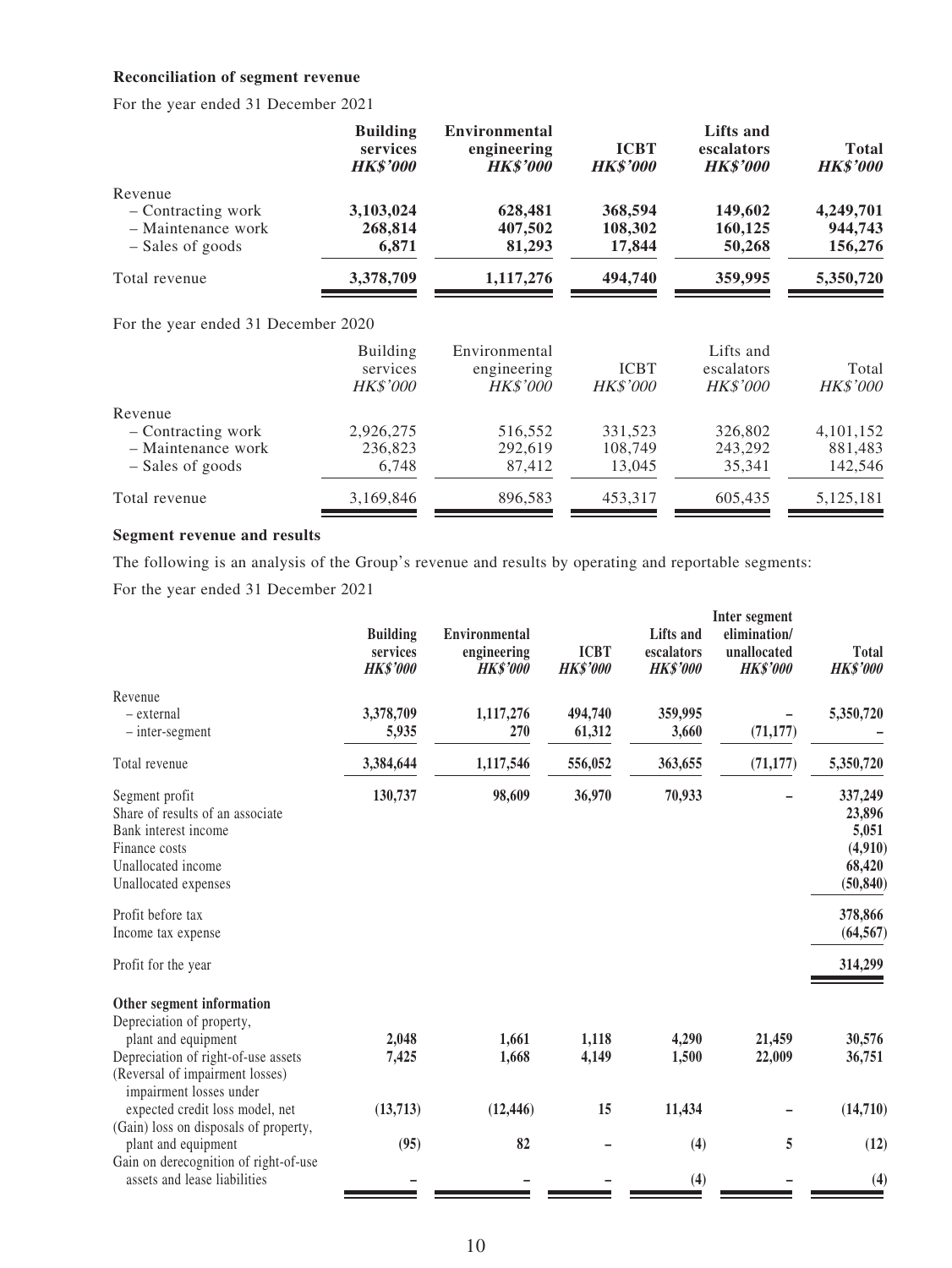**Reconciliation of segment revenue**

For the year ended 31 December 2021

| | Building services *HK$'000* | Environmental engineering *HK$'000* | ICBT *HK$'000* | Lifts and escalators *HK$'000* | Total *HK$'000* |
|---|---|---|---|---|---|
| Revenue | | | | | |
| – Contracting work | **3,103,024** | **628,481** | **368,594** | **149,602** | **4,249,701** |
| – Maintenance work | **268,814** | **407,502** | **108,302** | **160,125** | **944,743** |
| – Sales of goods | **6,871** | **81,293** | **17,844** | **50,268** | **156,276** |
| Total revenue | **3,378,709** | **1,117,276** | **494,740** | **359,995** | **5,350,720** |

For the year ended 31 December 2020

| | Building services *HK$'000* | Environmental engineering *HK$'000* | ICBT *HK$'000* | Lifts and escalators *HK$'000* | Total *HK$'000* |
|---|---|---|---|---|---|
| Revenue | | | | | |
| – Contracting work | 2,926,275 | 516,552 | 331,523 | 326,802 | 4,101,152 |
| – Maintenance work | 236,823 | 292,619 | 108,749 | 243,292 | 881,483 |
| – Sales of goods | 6,748 | 87,412 | 13,045 | 35,341 | 142,546 |
| Total revenue | 3,169,846 | 896,583 | 453,317 | 605,435 | 5,125,181 |

**Segment revenue and results**

The following is an analysis of the Group's revenue and results by operating and reportable segments:

For the year ended 31 December 2021

| | Building services *HK$'000* | Environmental engineering *HK$'000* | ICBT *HK$'000* | Lifts and escalators *HK$'000* | Inter segment elimination/ unallocated *HK$'000* | Total *HK$'000* |
|---|---|---|---|---|---|---|
| Revenue | | | | | | |
| – external | **3,378,709** | **1,117,276** | **494,740** | **359,995** | **–** | **5,350,720** |
| – inter-segment | **5,935** | **270** | **61,312** | **3,660** | **(71,177)** | **–** |
| Total revenue | **3,384,644** | **1,117,546** | **556,052** | **363,655** | **(71,177)** | **5,350,720** |
| Segment profit | **130,737** | **98,609** | **36,970** | **70,933** | **–** | **337,249** |
| Share of results of an associate | | | | | | **23,896** |
| Bank interest income | | | | | | **5,051** |
| Finance costs | | | | | | **(4,910)** |
| Unallocated income | | | | | | **68,420** |
| Unallocated expenses | | | | | | **(50,840)** |
| Profit before tax | | | | | | **378,866** |
| Income tax expense | | | | | | **(64,567)** |
| Profit for the year | | | | | | **314,299** |
| **Other segment information** | | | | | | |
| Depreciation of property, plant and equipment | **2,048** | **1,661** | **1,118** | **4,290** | **21,459** | **30,576** |
| Depreciation of right-of-use assets | **7,425** | **1,668** | **4,149** | **1,500** | **22,009** | **36,751** |
| (Reversal of impairment losses) impairment losses under expected credit loss model, net | **(13,713)** | **(12,446)** | **15** | **11,434** | **–** | **(14,710)** |
| (Gain) loss on disposals of property, plant and equipment | **(95)** | **82** | **–** | **(4)** | **5** | **(12)** |
| Gain on derecognition of right-of-use assets and lease liabilities | **–** | **–** | **–** | **(4)** | **–** | **(4)** |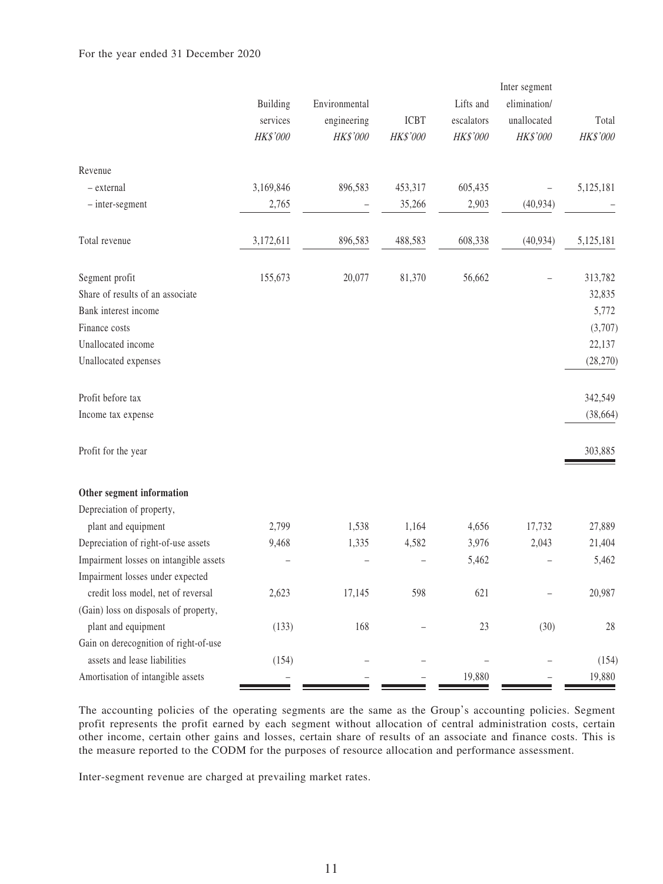For the year ended 31 December 2020

| | Building services HK$'000 | Environmental engineering HK$'000 | ICBT HK$'000 | Lifts and escalators HK$'000 | Inter segment elimination/ unallocated HK$'000 | Total HK$'000 |
|---|---|---|---|---|---|---|
| Revenue | | | | | | |
| – external | 3,169,846 | 896,583 | 453,317 | 605,435 | – | 5,125,181 |
| – inter-segment | 2,765 | – | 35,266 | 2,903 | (40,934) | – |
| Total revenue | 3,172,611 | 896,583 | 488,583 | 608,338 | (40,934) | 5,125,181 |
| Segment profit | 155,673 | 20,077 | 81,370 | 56,662 | – | 313,782 |
| Share of results of an associate | | | | | | 32,835 |
| Bank interest income | | | | | | 5,772 |
| Finance costs | | | | | | (3,707) |
| Unallocated income | | | | | | 22,137 |
| Unallocated expenses | | | | | | (28,270) |
| Profit before tax | | | | | | 342,549 |
| Income tax expense | | | | | | (38,664) |
| Profit for the year | | | | | | 303,885 |
| **Other segment information** | | | | | | |
| Depreciation of property, plant and equipment | 2,799 | 1,538 | 1,164 | 4,656 | 17,732 | 27,889 |
| Depreciation of right-of-use assets | 9,468 | 1,335 | 4,582 | 3,976 | 2,043 | 21,404 |
| Impairment losses on intangible assets | – | – | – | 5,462 | – | 5,462 |
| Impairment losses under expected credit loss model, net of reversal | 2,623 | 17,145 | 598 | 621 | – | 20,987 |
| (Gain) loss on disposals of property, plant and equipment | (133) | 168 | – | 23 | (30) | 28 |
| Gain on derecognition of right-of-use assets and lease liabilities | (154) | – | – | – | – | (154) |
| Amortisation of intangible assets | – | – | – | 19,880 | – | 19,880 |

The accounting policies of the operating segments are the same as the Group's accounting policies. Segment profit represents the profit earned by each segment without allocation of central administration costs, certain other income, certain other gains and losses, certain share of results of an associate and finance costs. This is the measure reported to the CODM for the purposes of resource allocation and performance assessment.

Inter-segment revenue are charged at prevailing market rates.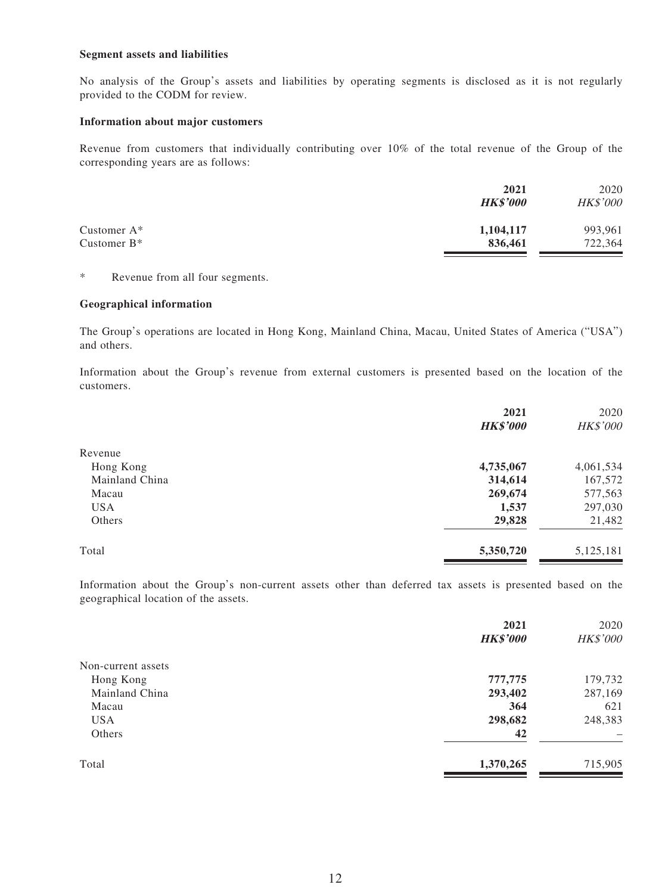**Segment assets and liabilities**

No analysis of the Group's assets and liabilities by operating segments is disclosed as it is not regularly provided to the CODM for review.

**Information about major customers**

Revenue from customers that individually contributing over 10% of the total revenue of the Group of the corresponding years are as follows:

| | **2021** | 2020 |
|---|---|---|
| | ***HK$'000*** | *HK$'000* |
| Customer A* | **1,104,117** | 993,961 |
| Customer B* | **836,461** | 722,364 |

\* Revenue from all four segments.

**Geographical information**

The Group's operations are located in Hong Kong, Mainland China, Macau, United States of America ("USA") and others.

Information about the Group's revenue from external customers is presented based on the location of the customers.

| | **2021** | 2020 |
|---|---|---|
| | ***HK$'000*** | *HK$'000* |
| Revenue | | |
| Hong Kong | **4,735,067** | 4,061,534 |
| Mainland China | **314,614** | 167,572 |
| Macau | **269,674** | 577,563 |
| USA | **1,537** | 297,030 |
| Others | **29,828** | 21,482 |
| Total | **5,350,720** | 5,125,181 |

Information about the Group's non-current assets other than deferred tax assets is presented based on the geographical location of the assets.

| | **2021** | 2020 |
|---|---|---|
| | ***HK$'000*** | *HK$'000* |
| Non-current assets | | |
| Hong Kong | **777,775** | 179,732 |
| Mainland China | **293,402** | 287,169 |
| Macau | **364** | 621 |
| USA | **298,682** | 248,383 |
| Others | **42** | – |
| Total | **1,370,265** | 715,905 |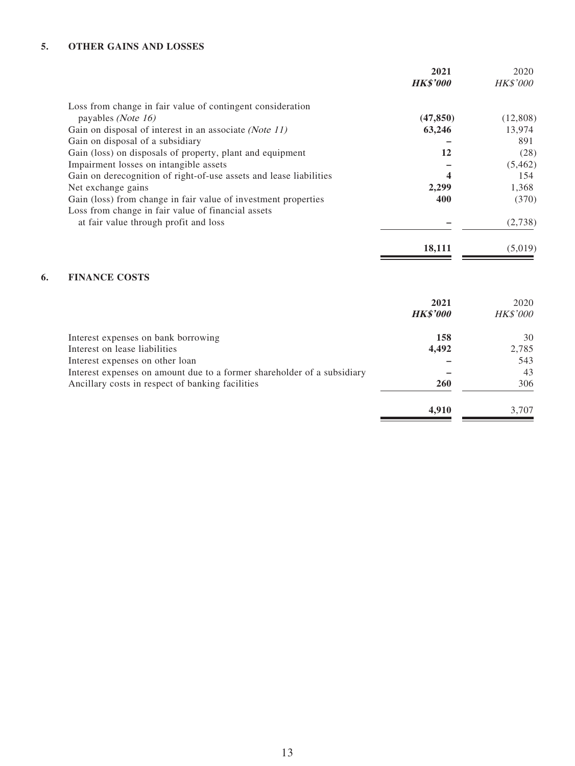## 5. OTHER GAINS AND LOSSES

| | **2021** | 2020 |
|---|---|---|
| | ***HK$'000*** | *HK$'000* |
| Loss from change in fair value of contingent consideration payables *(Note 16)* | **(47,850)** | (12,808) |
| Gain on disposal of interest in an associate *(Note 11)* | **63,246** | 13,974 |
| Gain on disposal of a subsidiary | **–** | 891 |
| Gain (loss) on disposals of property, plant and equipment | **12** | (28) |
| Impairment losses on intangible assets | **–** | (5,462) |
| Gain on derecognition of right-of-use assets and lease liabilities | **4** | 154 |
| Net exchange gains | **2,299** | 1,368 |
| Gain (loss) from change in fair value of investment properties | **400** | (370) |
| Loss from change in fair value of financial assets at fair value through profit and loss | **–** | (2,738) |
| | **18,111** | (5,019) |

## 6. FINANCE COSTS

| | **2021** | 2020 |
|---|---|---|
| | ***HK$'000*** | *HK$'000* |
| Interest expenses on bank borrowing | **158** | 30 |
| Interest on lease liabilities | **4,492** | 2,785 |
| Interest expenses on other loan | **–** | 543 |
| Interest expenses on amount due to a former shareholder of a subsidiary | **–** | 43 |
| Ancillary costs in respect of banking facilities | **260** | 306 |
| | **4,910** | 3,707 |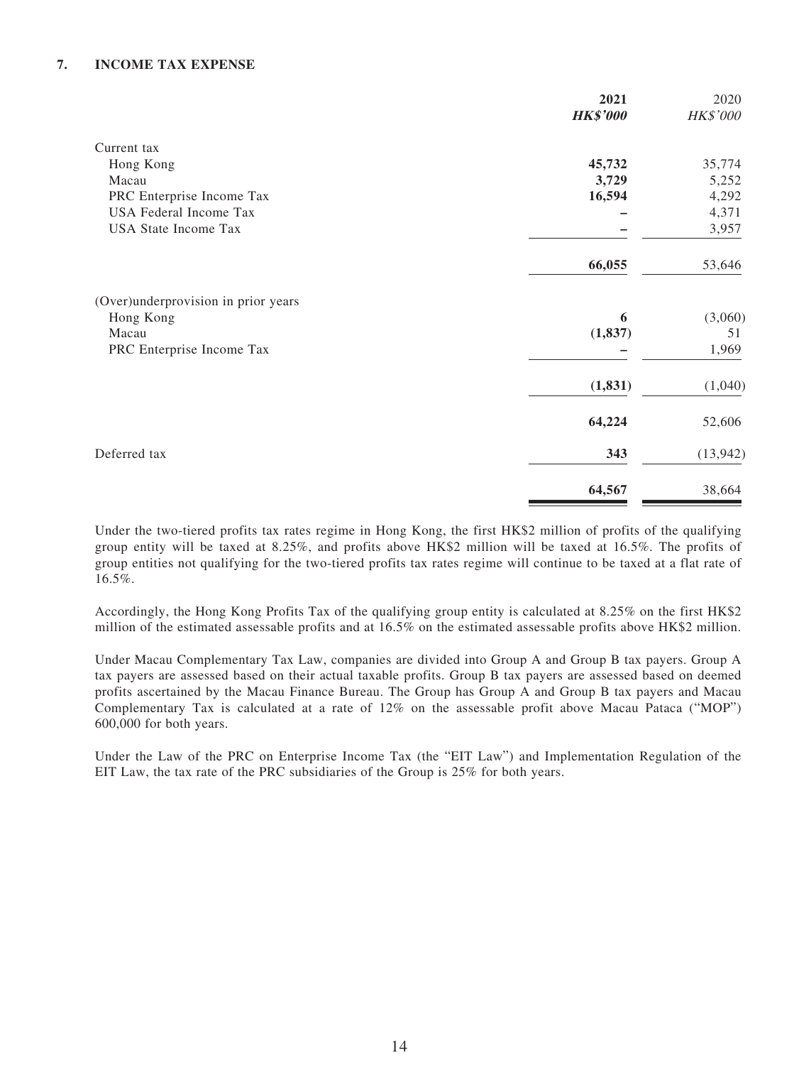## 7. INCOME TAX EXPENSE

| | **2021** | 2020 |
|---|---|---|
| | ***HK$'000*** | *HK$'000* |
| Current tax | | |
| Hong Kong | **45,732** | 35,774 |
| Macau | **3,729** | 5,252 |
| PRC Enterprise Income Tax | **16,594** | 4,292 |
| USA Federal Income Tax | **–** | 4,371 |
| USA State Income Tax | **–** | 3,957 |
| | **66,055** | 53,646 |
| (Over)underprovision in prior years | | |
| Hong Kong | **6** | (3,060) |
| Macau | **(1,837)** | 51 |
| PRC Enterprise Income Tax | **–** | 1,969 |
| | **(1,831)** | (1,040) |
| | **64,224** | 52,606 |
| Deferred tax | **343** | (13,942) |
| | **64,567** | 38,664 |

Under the two-tiered profits tax rates regime in Hong Kong, the first HK$2 million of profits of the qualifying group entity will be taxed at 8.25%, and profits above HK$2 million will be taxed at 16.5%. The profits of group entities not qualifying for the two-tiered profits tax rates regime will continue to be taxed at a flat rate of 16.5%.

Accordingly, the Hong Kong Profits Tax of the qualifying group entity is calculated at 8.25% on the first HK$2 million of the estimated assessable profits and at 16.5% on the estimated assessable profits above HK$2 million.

Under Macau Complementary Tax Law, companies are divided into Group A and Group B tax payers. Group A tax payers are assessed based on their actual taxable profits. Group B tax payers are assessed based on deemed profits ascertained by the Macau Finance Bureau. The Group has Group A and Group B tax payers and Macau Complementary Tax is calculated at a rate of 12% on the assessable profit above Macau Pataca ("MOP") 600,000 for both years.

Under the Law of the PRC on Enterprise Income Tax (the "EIT Law") and Implementation Regulation of the EIT Law, the tax rate of the PRC subsidiaries of the Group is 25% for both years.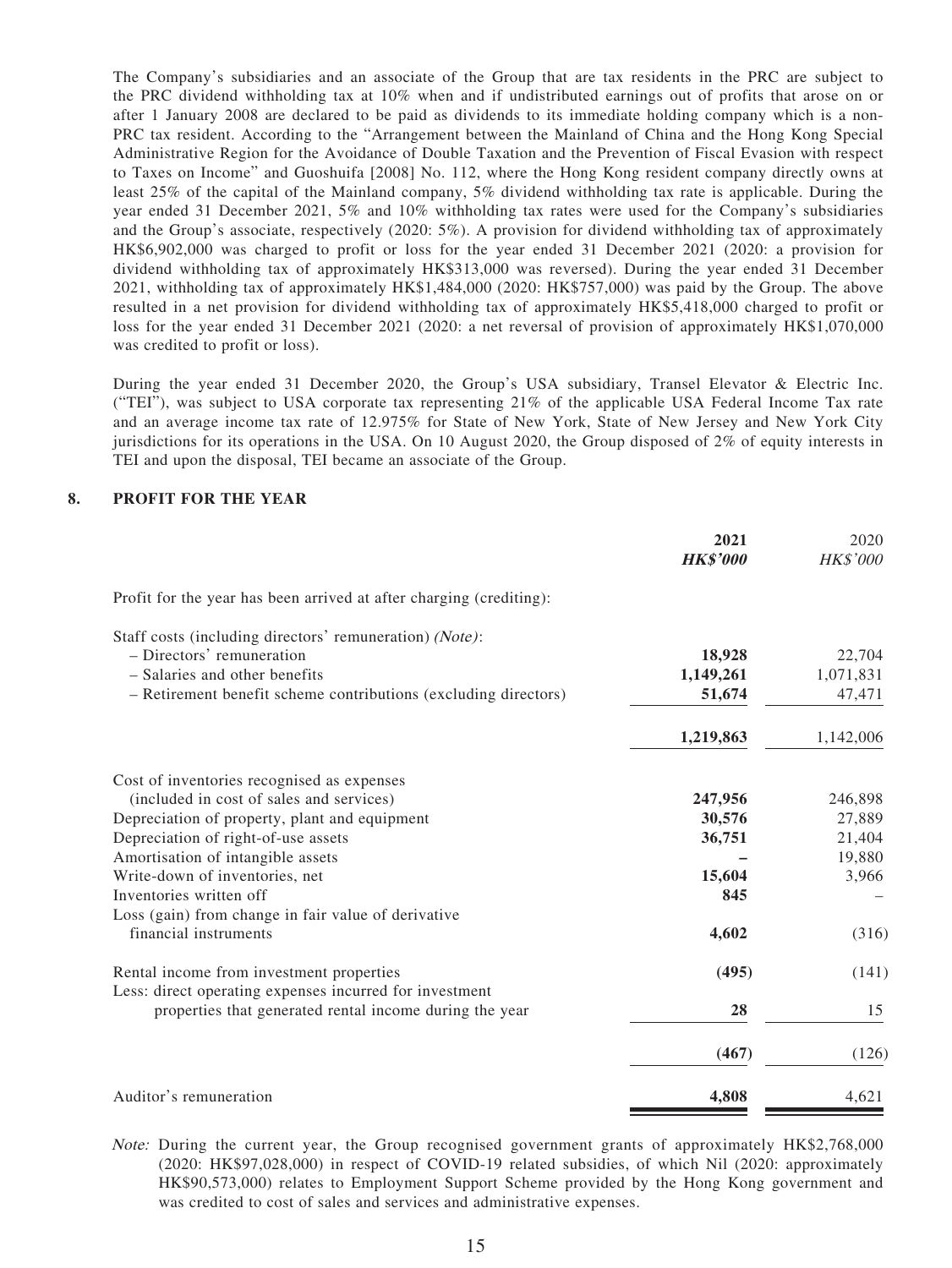The Company's subsidiaries and an associate of the Group that are tax residents in the PRC are subject to the PRC dividend withholding tax at 10% when and if undistributed earnings out of profits that arose on or after 1 January 2008 are declared to be paid as dividends to its immediate holding company which is a non-PRC tax resident. According to the "Arrangement between the Mainland of China and the Hong Kong Special Administrative Region for the Avoidance of Double Taxation and the Prevention of Fiscal Evasion with respect to Taxes on Income" and Guoshuifa [2008] No. 112, where the Hong Kong resident company directly owns at least 25% of the capital of the Mainland company, 5% dividend withholding tax rate is applicable. During the year ended 31 December 2021, 5% and 10% withholding tax rates were used for the Company's subsidiaries and the Group's associate, respectively (2020: 5%). A provision for dividend withholding tax of approximately HK$6,902,000 was charged to profit or loss for the year ended 31 December 2021 (2020: a provision for dividend withholding tax of approximately HK$313,000 was reversed). During the year ended 31 December 2021, withholding tax of approximately HK$1,484,000 (2020: HK$757,000) was paid by the Group. The above resulted in a net provision for dividend withholding tax of approximately HK$5,418,000 charged to profit or loss for the year ended 31 December 2021 (2020: a net reversal of provision of approximately HK$1,070,000 was credited to profit or loss).

During the year ended 31 December 2020, the Group's USA subsidiary, Transel Elevator & Electric Inc. ("TEI"), was subject to USA corporate tax representing 21% of the applicable USA Federal Income Tax rate and an average income tax rate of 12.975% for State of New York, State of New Jersey and New York City jurisdictions for its operations in the USA. On 10 August 2020, the Group disposed of 2% of equity interests in TEI and upon the disposal, TEI became an associate of the Group.

## 8. PROFIT FOR THE YEAR

| | **2021** | 2020 |
|---|---|---|
| | ***HK$'000*** | *HK$'000* |
| Profit for the year has been arrived at after charging (crediting): | | |
| Staff costs (including directors' remuneration) *(Note)*: | | |
| – Directors' remuneration | **18,928** | 22,704 |
| – Salaries and other benefits | **1,149,261** | 1,071,831 |
| – Retirement benefit scheme contributions (excluding directors) | **51,674** | 47,471 |
| | **1,219,863** | 1,142,006 |
| Cost of inventories recognised as expenses (included in cost of sales and services) | **247,956** | 246,898 |
| Depreciation of property, plant and equipment | **30,576** | 27,889 |
| Depreciation of right-of-use assets | **36,751** | 21,404 |
| Amortisation of intangible assets | **–** | 19,880 |
| Write-down of inventories, net | **15,604** | 3,966 |
| Inventories written off | **845** | – |
| Loss (gain) from change in fair value of derivative financial instruments | **4,602** | (316) |
| Rental income from investment properties | **(495)** | (141) |
| Less: direct operating expenses incurred for investment properties that generated rental income during the year | **28** | 15 |
| | **(467)** | (126) |
| Auditor's remuneration | **4,808** | 4,621 |

*Note:* During the current year, the Group recognised government grants of approximately HK$2,768,000 (2020: HK$97,028,000) in respect of COVID-19 related subsidies, of which Nil (2020: approximately HK$90,573,000) relates to Employment Support Scheme provided by the Hong Kong government and was credited to cost of sales and services and administrative expenses.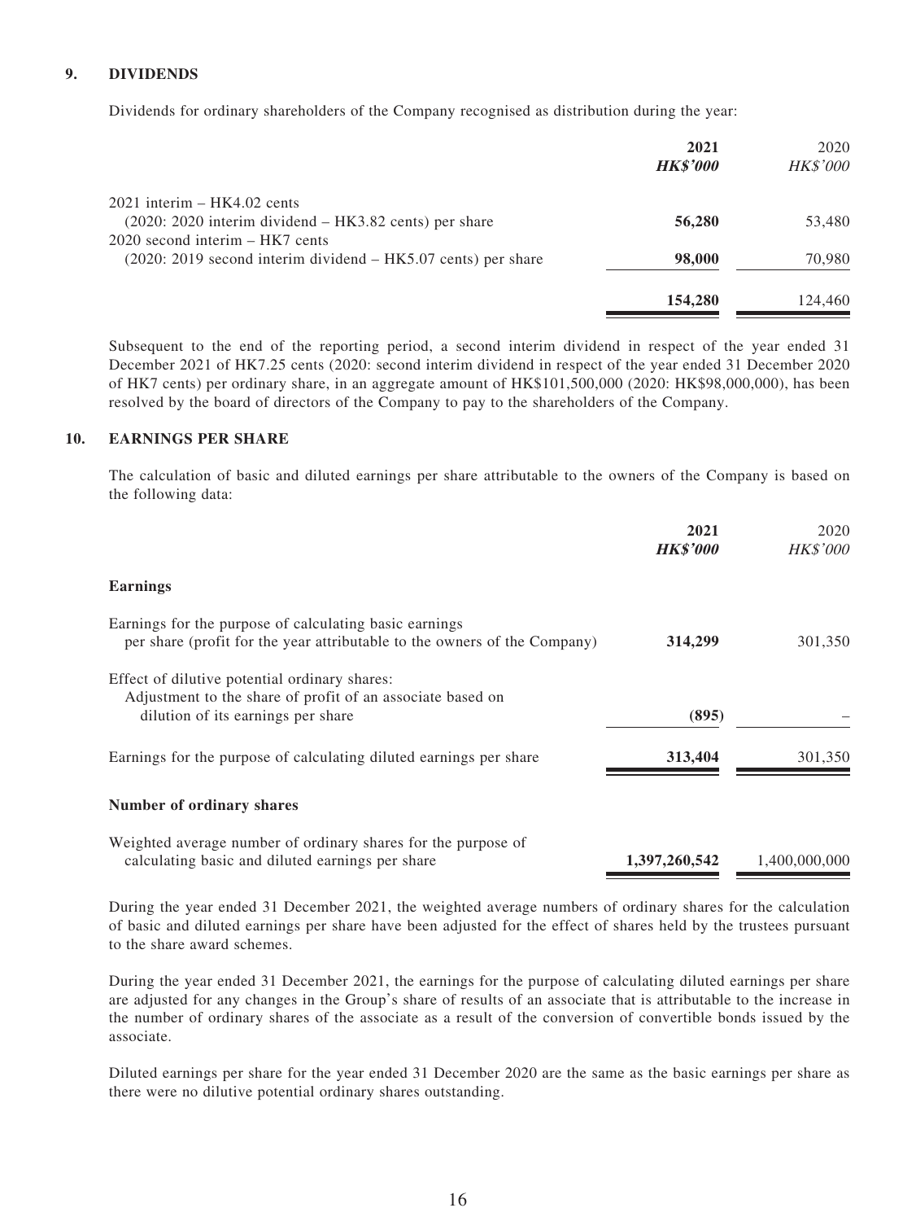## 9. DIVIDENDS

Dividends for ordinary shareholders of the Company recognised as distribution during the year:

| | **2021** | 2020 |
|---|---|---|
| | ***HK$'000*** | *HK$'000* |
| 2021 interim – HK4.02 cents (2020: 2020 interim dividend – HK3.82 cents) per share | **56,280** | 53,480 |
| 2020 second interim – HK7 cents (2020: 2019 second interim dividend – HK5.07 cents) per share | **98,000** | 70,980 |
| | **154,280** | 124,460 |

Subsequent to the end of the reporting period, a second interim dividend in respect of the year ended 31 December 2021 of HK7.25 cents (2020: second interim dividend in respect of the year ended 31 December 2020 of HK7 cents) per ordinary share, in an aggregate amount of HK$101,500,000 (2020: HK$98,000,000), has been resolved by the board of directors of the Company to pay to the shareholders of the Company.

## 10. EARNINGS PER SHARE

The calculation of basic and diluted earnings per share attributable to the owners of the Company is based on the following data:

| | **2021** | 2020 |
|---|---|---|
| | ***HK$'000*** | *HK$'000* |
| **Earnings** | | |
| Earnings for the purpose of calculating basic earnings per share (profit for the year attributable to the owners of the Company) | **314,299** | 301,350 |
| Effect of dilutive potential ordinary shares: Adjustment to the share of profit of an associate based on dilution of its earnings per share | **(895)** | – |
| Earnings for the purpose of calculating diluted earnings per share | **313,404** | 301,350 |
| **Number of ordinary shares** | | |
| Weighted average number of ordinary shares for the purpose of calculating basic and diluted earnings per share | **1,397,260,542** | 1,400,000,000 |

During the year ended 31 December 2021, the weighted average numbers of ordinary shares for the calculation of basic and diluted earnings per share have been adjusted for the effect of shares held by the trustees pursuant to the share award schemes.

During the year ended 31 December 2021, the earnings for the purpose of calculating diluted earnings per share are adjusted for any changes in the Group's share of results of an associate that is attributable to the increase in the number of ordinary shares of the associate as a result of the conversion of convertible bonds issued by the associate.

Diluted earnings per share for the year ended 31 December 2020 are the same as the basic earnings per share as there were no dilutive potential ordinary shares outstanding.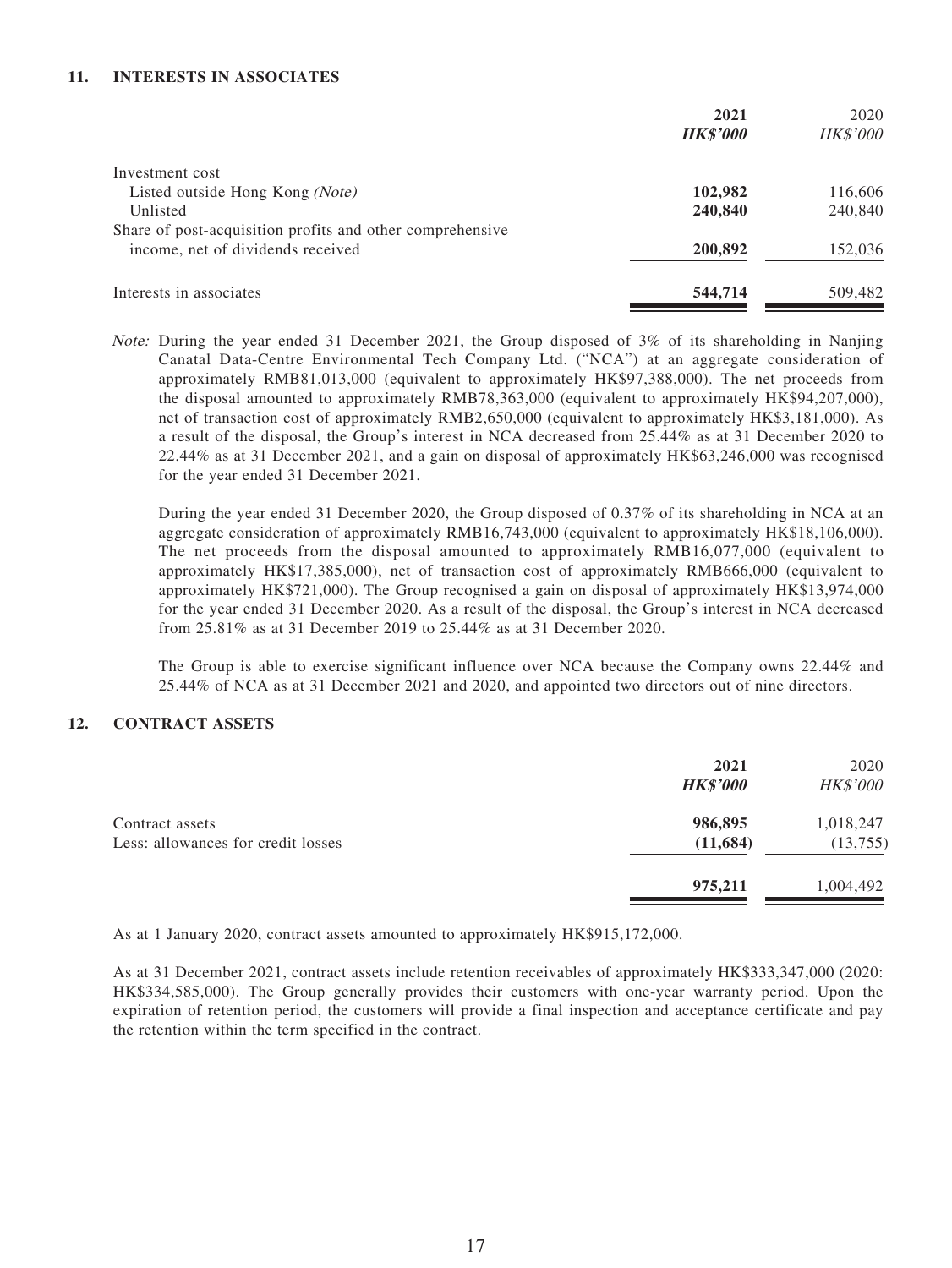## 11. INTERESTS IN ASSOCIATES

| | 2021 | 2020 |
|---|---|---|
| | ***HK$'000*** | *HK$'000* |
| Investment cost | | |
| Listed outside Hong Kong *(Note)* | **102,982** | 116,606 |
| Unlisted | **240,840** | 240,840 |
| Share of post-acquisition profits and other comprehensive income, net of dividends received | **200,892** | 152,036 |
| Interests in associates | **544,714** | 509,482 |

*Note:* During the year ended 31 December 2021, the Group disposed of 3% of its shareholding in Nanjing Canatal Data-Centre Environmental Tech Company Ltd. ("NCA") at an aggregate consideration of approximately RMB81,013,000 (equivalent to approximately HK$97,388,000). The net proceeds from the disposal amounted to approximately RMB78,363,000 (equivalent to approximately HK$94,207,000), net of transaction cost of approximately RMB2,650,000 (equivalent to approximately HK$3,181,000). As a result of the disposal, the Group's interest in NCA decreased from 25.44% as at 31 December 2020 to 22.44% as at 31 December 2021, and a gain on disposal of approximately HK$63,246,000 was recognised for the year ended 31 December 2021.

During the year ended 31 December 2020, the Group disposed of 0.37% of its shareholding in NCA at an aggregate consideration of approximately RMB16,743,000 (equivalent to approximately HK$18,106,000). The net proceeds from the disposal amounted to approximately RMB16,077,000 (equivalent to approximately HK$17,385,000), net of transaction cost of approximately RMB666,000 (equivalent to approximately HK$721,000). The Group recognised a gain on disposal of approximately HK$13,974,000 for the year ended 31 December 2020. As a result of the disposal, the Group's interest in NCA decreased from 25.81% as at 31 December 2019 to 25.44% as at 31 December 2020.

The Group is able to exercise significant influence over NCA because the Company owns 22.44% and 25.44% of NCA as at 31 December 2021 and 2020, and appointed two directors out of nine directors.

## 12. CONTRACT ASSETS

| | 2021 | 2020 |
|---|---|---|
| | ***HK$'000*** | *HK$'000* |
| Contract assets | **986,895** | 1,018,247 |
| Less: allowances for credit losses | **(11,684)** | (13,755) |
| | **975,211** | 1,004,492 |

As at 1 January 2020, contract assets amounted to approximately HK$915,172,000.

As at 31 December 2021, contract assets include retention receivables of approximately HK$333,347,000 (2020: HK$334,585,000). The Group generally provides their customers with one-year warranty period. Upon the expiration of retention period, the customers will provide a final inspection and acceptance certificate and pay the retention within the term specified in the contract.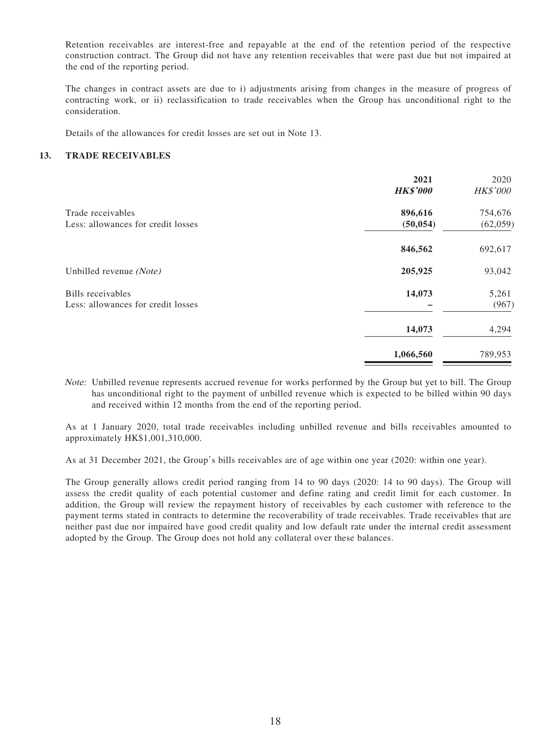Retention receivables are interest-free and repayable at the end of the retention period of the respective construction contract. The Group did not have any retention receivables that were past due but not impaired at the end of the reporting period.

The changes in contract assets are due to i) adjustments arising from changes in the measure of progress of contracting work, or ii) reclassification to trade receivables when the Group has unconditional right to the consideration.

Details of the allowances for credit losses are set out in Note 13.

## 13. TRADE RECEIVABLES

| | **2021** | 2020 |
|---|---|---|
| | ***HK$'000*** | *HK$'000* |
| Trade receivables | **896,616** | 754,676 |
| Less: allowances for credit losses | **(50,054)** | (62,059) |
| | **846,562** | 692,617 |
| Unbilled revenue *(Note)* | **205,925** | 93,042 |
| Bills receivables | **14,073** | 5,261 |
| Less: allowances for credit losses | **–** | (967) |
| | **14,073** | 4,294 |
| | **1,066,560** | 789,953 |

*Note:* Unbilled revenue represents accrued revenue for works performed by the Group but yet to bill. The Group has unconditional right to the payment of unbilled revenue which is expected to be billed within 90 days and received within 12 months from the end of the reporting period.

As at 1 January 2020, total trade receivables including unbilled revenue and bills receivables amounted to approximately HK$1,001,310,000.

As at 31 December 2021, the Group's bills receivables are of age within one year (2020: within one year).

The Group generally allows credit period ranging from 14 to 90 days (2020: 14 to 90 days). The Group will assess the credit quality of each potential customer and define rating and credit limit for each customer. In addition, the Group will review the repayment history of receivables by each customer with reference to the payment terms stated in contracts to determine the recoverability of trade receivables. Trade receivables that are neither past due nor impaired have good credit quality and low default rate under the internal credit assessment adopted by the Group. The Group does not hold any collateral over these balances.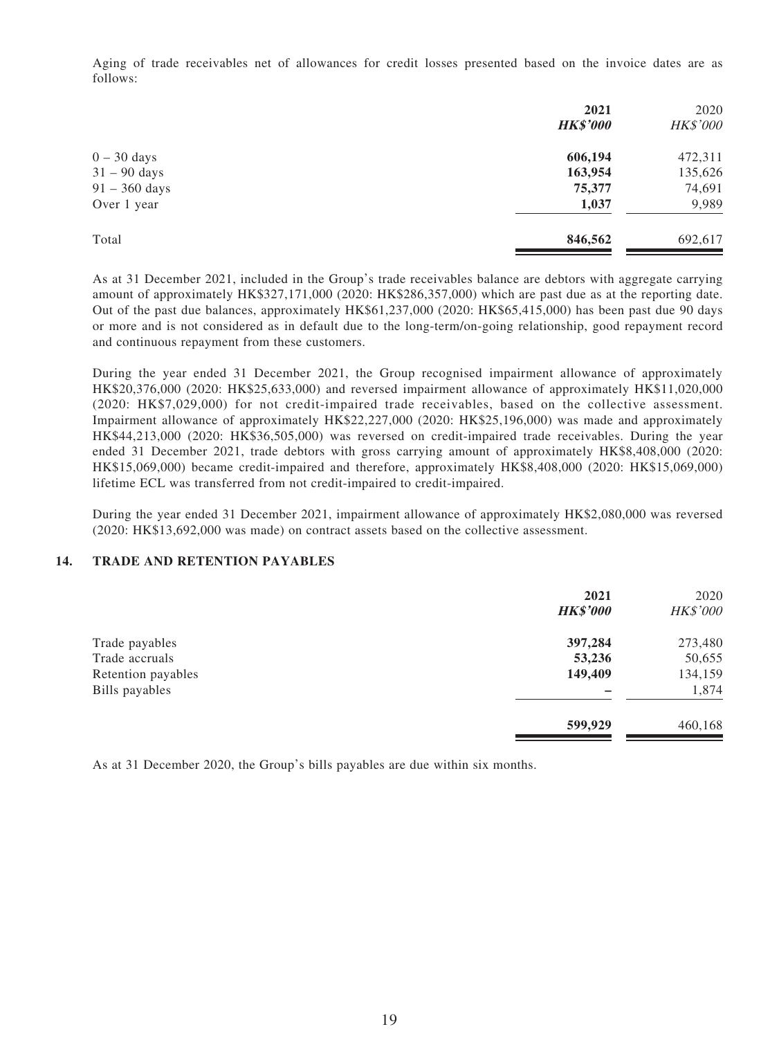Aging of trade receivables net of allowances for credit losses presented based on the invoice dates are as follows:

| | 2021 | 2020 |
|---|---|---|
| | ***HK$'000*** | *HK$'000* |
| 0 – 30 days | **606,194** | 472,311 |
| 31 – 90 days | **163,954** | 135,626 |
| 91 – 360 days | **75,377** | 74,691 |
| Over 1 year | **1,037** | 9,989 |
| Total | **846,562** | 692,617 |

As at 31 December 2021, included in the Group's trade receivables balance are debtors with aggregate carrying amount of approximately HK$327,171,000 (2020: HK$286,357,000) which are past due as at the reporting date. Out of the past due balances, approximately HK$61,237,000 (2020: HK$65,415,000) has been past due 90 days or more and is not considered as in default due to the long-term/on-going relationship, good repayment record and continuous repayment from these customers.

During the year ended 31 December 2021, the Group recognised impairment allowance of approximately HK$20,376,000 (2020: HK$25,633,000) and reversed impairment allowance of approximately HK$11,020,000 (2020: HK$7,029,000) for not credit-impaired trade receivables, based on the collective assessment. Impairment allowance of approximately HK$22,227,000 (2020: HK$25,196,000) was made and approximately HK$44,213,000 (2020: HK$36,505,000) was reversed on credit-impaired trade receivables. During the year ended 31 December 2021, trade debtors with gross carrying amount of approximately HK$8,408,000 (2020: HK$15,069,000) became credit-impaired and therefore, approximately HK$8,408,000 (2020: HK$15,069,000) lifetime ECL was transferred from not credit-impaired to credit-impaired.

During the year ended 31 December 2021, impairment allowance of approximately HK$2,080,000 was reversed (2020: HK$13,692,000 was made) on contract assets based on the collective assessment.

## 14. TRADE AND RETENTION PAYABLES

| | 2021 | 2020 |
|---|---|---|
| | ***HK$'000*** | *HK$'000* |
| Trade payables | **397,284** | 273,480 |
| Trade accruals | **53,236** | 50,655 |
| Retention payables | **149,409** | 134,159 |
| Bills payables | **–** | 1,874 |
| | **599,929** | 460,168 |

As at 31 December 2020, the Group's bills payables are due within six months.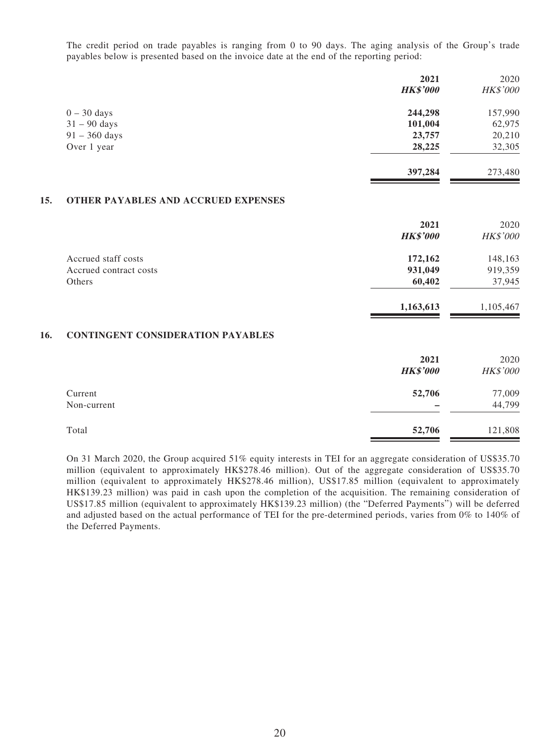The credit period on trade payables is ranging from 0 to 90 days. The aging analysis of the Group's trade payables below is presented based on the invoice date at the end of the reporting period:

| | **2021** | 2020 |
|---|---|---|
| | ***HK$'000*** | *HK$'000* |
| 0 – 30 days | **244,298** | 157,990 |
| 31 – 90 days | **101,004** | 62,975 |
| 91 – 360 days | **23,757** | 20,210 |
| Over 1 year | **28,225** | 32,305 |
| | **397,284** | 273,480 |

## 15. OTHER PAYABLES AND ACCRUED EXPENSES

| | **2021** | 2020 |
|---|---|---|
| | ***HK$'000*** | *HK$'000* |
| Accrued staff costs | **172,162** | 148,163 |
| Accrued contract costs | **931,049** | 919,359 |
| Others | **60,402** | 37,945 |
| | **1,163,613** | 1,105,467 |

## 16. CONTINGENT CONSIDERATION PAYABLES

| | **2021** | 2020 |
|---|---|---|
| | ***HK$'000*** | *HK$'000* |
| Current | **52,706** | 77,009 |
| Non-current | **–** | 44,799 |
| Total | **52,706** | 121,808 |

On 31 March 2020, the Group acquired 51% equity interests in TEI for an aggregate consideration of US$35.70 million (equivalent to approximately HK$278.46 million). Out of the aggregate consideration of US$35.70 million (equivalent to approximately HK$278.46 million), US$17.85 million (equivalent to approximately HK$139.23 million) was paid in cash upon the completion of the acquisition. The remaining consideration of US$17.85 million (equivalent to approximately HK$139.23 million) (the "Deferred Payments") will be deferred and adjusted based on the actual performance of TEI for the pre-determined periods, varies from 0% to 140% of the Deferred Payments.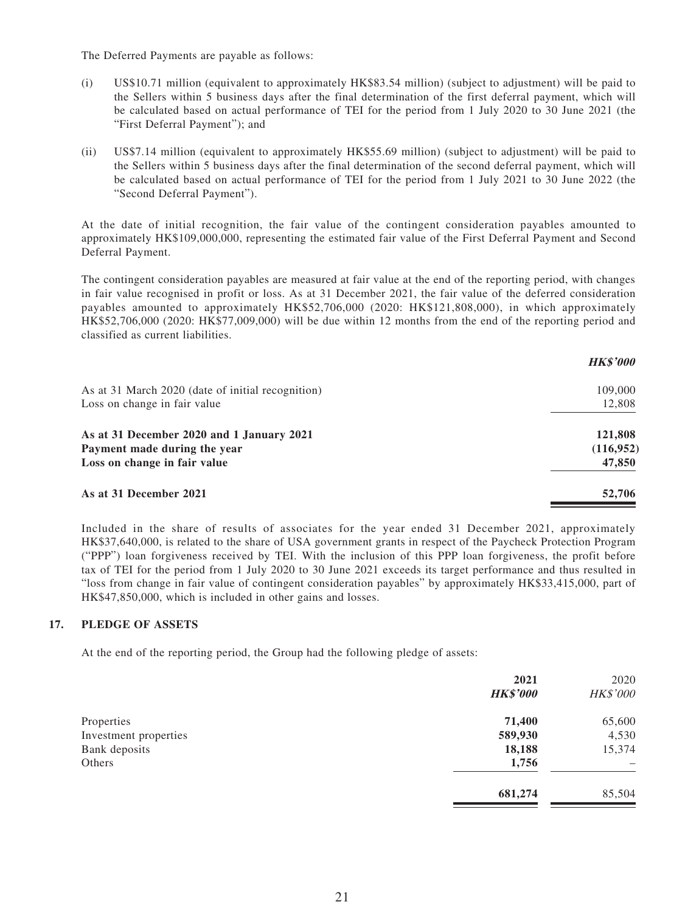The Deferred Payments are payable as follows:

(i) US$10.71 million (equivalent to approximately HK$83.54 million) (subject to adjustment) will be paid to the Sellers within 5 business days after the final determination of the first deferral payment, which will be calculated based on actual performance of TEI for the period from 1 July 2020 to 30 June 2021 (the "First Deferral Payment"); and

(ii) US$7.14 million (equivalent to approximately HK$55.69 million) (subject to adjustment) will be paid to the Sellers within 5 business days after the final determination of the second deferral payment, which will be calculated based on actual performance of TEI for the period from 1 July 2021 to 30 June 2022 (the "Second Deferral Payment").

At the date of initial recognition, the fair value of the contingent consideration payables amounted to approximately HK$109,000,000, representing the estimated fair value of the First Deferral Payment and Second Deferral Payment.

The contingent consideration payables are measured at fair value at the end of the reporting period, with changes in fair value recognised in profit or loss. As at 31 December 2021, the fair value of the deferred consideration payables amounted to approximately HK$52,706,000 (2020: HK$121,808,000), in which approximately HK$52,706,000 (2020: HK$77,009,000) will be due within 12 months from the end of the reporting period and classified as current liabilities.

| | ***HK$'000*** |
|---|---|
| As at 31 March 2020 (date of initial recognition) | 109,000 |
| Loss on change in fair value | 12,808 |
| **As at 31 December 2020 and 1 January 2021** | **121,808** |
| **Payment made during the year** | **(116,952)** |
| **Loss on change in fair value** | **47,850** |
| **As at 31 December 2021** | **52,706** |

Included in the share of results of associates for the year ended 31 December 2021, approximately HK$37,640,000, is related to the share of USA government grants in respect of the Paycheck Protection Program ("PPP") loan forgiveness received by TEI. With the inclusion of this PPP loan forgiveness, the profit before tax of TEI for the period from 1 July 2020 to 30 June 2021 exceeds its target performance and thus resulted in "loss from change in fair value of contingent consideration payables" by approximately HK$33,415,000, part of HK$47,850,000, which is included in other gains and losses.

## 17. PLEDGE OF ASSETS

At the end of the reporting period, the Group had the following pledge of assets:

| | **2021** | 2020 |
|---|---|---|
| | ***HK$'000*** | *HK$'000* |
| Properties | **71,400** | 65,600 |
| Investment properties | **589,930** | 4,530 |
| Bank deposits | **18,188** | 15,374 |
| Others | **1,756** | – |
| | **681,274** | 85,504 |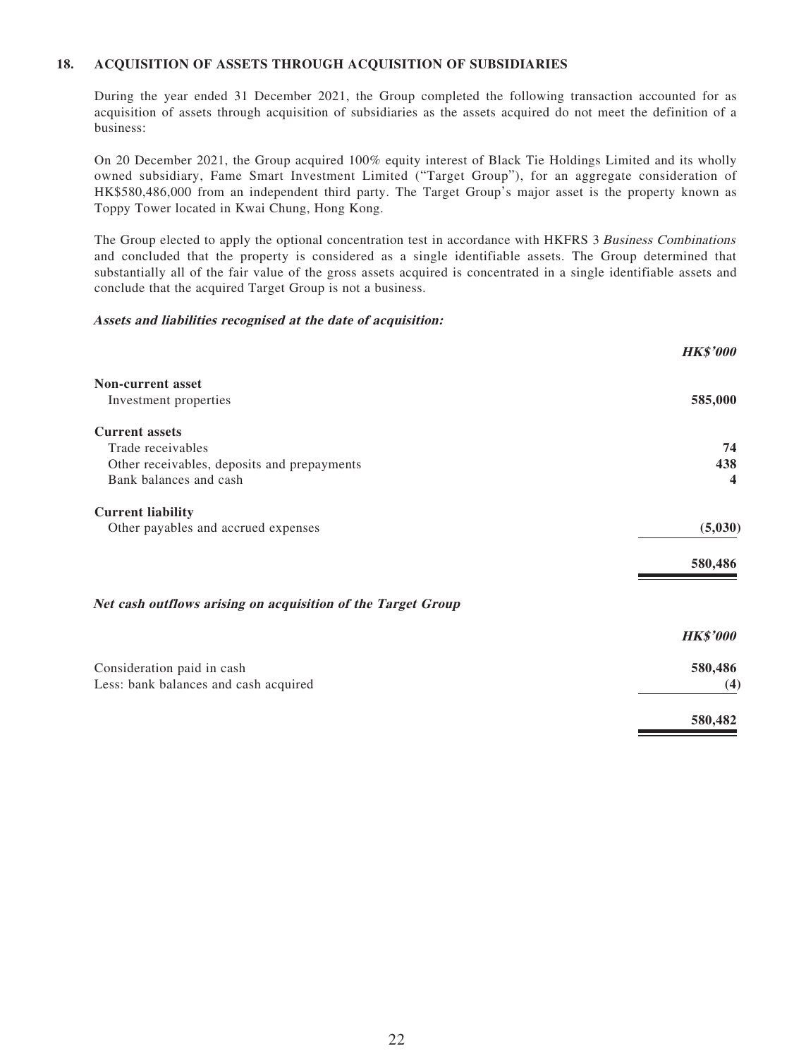## 18. ACQUISITION OF ASSETS THROUGH ACQUISITION OF SUBSIDIARIES

During the year ended 31 December 2021, the Group completed the following transaction accounted for as acquisition of assets through acquisition of subsidiaries as the assets acquired do not meet the definition of a business:

On 20 December 2021, the Group acquired 100% equity interest of Black Tie Holdings Limited and its wholly owned subsidiary, Fame Smart Investment Limited ("Target Group"), for an aggregate consideration of HK$580,486,000 from an independent third party. The Target Group's major asset is the property known as Toppy Tower located in Kwai Chung, Hong Kong.

The Group elected to apply the optional concentration test in accordance with HKFRS 3 *Business Combinations* and concluded that the property is considered as a single identifiable assets. The Group determined that substantially all of the fair value of the gross assets acquired is concentrated in a single identifiable assets and conclude that the acquired Target Group is not a business.

***Assets and liabilities recognised at the date of acquisition:***

| | ***HK$'000*** |
|---|---|
| **Non-current asset** | |
| Investment properties | **585,000** |
| **Current assets** | |
| Trade receivables | **74** |
| Other receivables, deposits and prepayments | **438** |
| Bank balances and cash | **4** |
| **Current liability** | |
| Other payables and accrued expenses | **(5,030)** |
| | **580,486** |

***Net cash outflows arising on acquisition of the Target Group***

| | ***HK$'000*** |
|---|---|
| Consideration paid in cash | **580,486** |
| Less: bank balances and cash acquired | **(4)** |
| | **580,482** |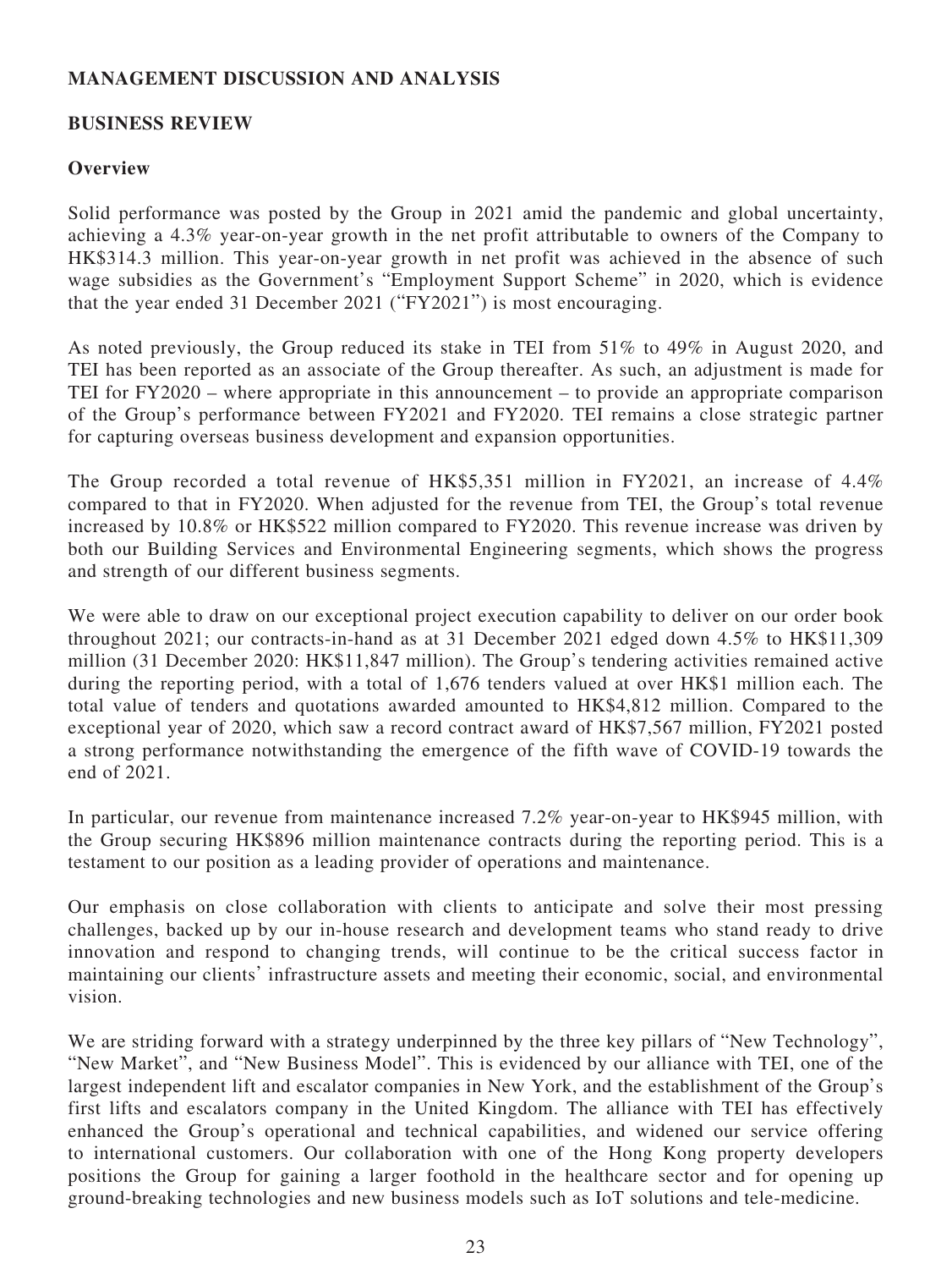## MANAGEMENT DISCUSSION AND ANALYSIS

### BUSINESS REVIEW

#### Overview

Solid performance was posted by the Group in 2021 amid the pandemic and global uncertainty, achieving a 4.3% year-on-year growth in the net profit attributable to owners of the Company to HK$314.3 million. This year-on-year growth in net profit was achieved in the absence of such wage subsidies as the Government's "Employment Support Scheme" in 2020, which is evidence that the year ended 31 December 2021 ("FY2021") is most encouraging.

As noted previously, the Group reduced its stake in TEI from 51% to 49% in August 2020, and TEI has been reported as an associate of the Group thereafter. As such, an adjustment is made for TEI for FY2020 – where appropriate in this announcement – to provide an appropriate comparison of the Group's performance between FY2021 and FY2020. TEI remains a close strategic partner for capturing overseas business development and expansion opportunities.

The Group recorded a total revenue of HK$5,351 million in FY2021, an increase of 4.4% compared to that in FY2020. When adjusted for the revenue from TEI, the Group's total revenue increased by 10.8% or HK$522 million compared to FY2020. This revenue increase was driven by both our Building Services and Environmental Engineering segments, which shows the progress and strength of our different business segments.

We were able to draw on our exceptional project execution capability to deliver on our order book throughout 2021; our contracts-in-hand as at 31 December 2021 edged down 4.5% to HK$11,309 million (31 December 2020: HK$11,847 million). The Group's tendering activities remained active during the reporting period, with a total of 1,676 tenders valued at over HK$1 million each. The total value of tenders and quotations awarded amounted to HK$4,812 million. Compared to the exceptional year of 2020, which saw a record contract award of HK$7,567 million, FY2021 posted a strong performance notwithstanding the emergence of the fifth wave of COVID-19 towards the end of 2021.

In particular, our revenue from maintenance increased 7.2% year-on-year to HK$945 million, with the Group securing HK$896 million maintenance contracts during the reporting period. This is a testament to our position as a leading provider of operations and maintenance.

Our emphasis on close collaboration with clients to anticipate and solve their most pressing challenges, backed up by our in-house research and development teams who stand ready to drive innovation and respond to changing trends, will continue to be the critical success factor in maintaining our clients' infrastructure assets and meeting their economic, social, and environmental vision.

We are striding forward with a strategy underpinned by the three key pillars of "New Technology", "New Market", and "New Business Model". This is evidenced by our alliance with TEI, one of the largest independent lift and escalator companies in New York, and the establishment of the Group's first lifts and escalators company in the United Kingdom. The alliance with TEI has effectively enhanced the Group's operational and technical capabilities, and widened our service offering to international customers. Our collaboration with one of the Hong Kong property developers positions the Group for gaining a larger foothold in the healthcare sector and for opening up ground-breaking technologies and new business models such as IoT solutions and tele-medicine.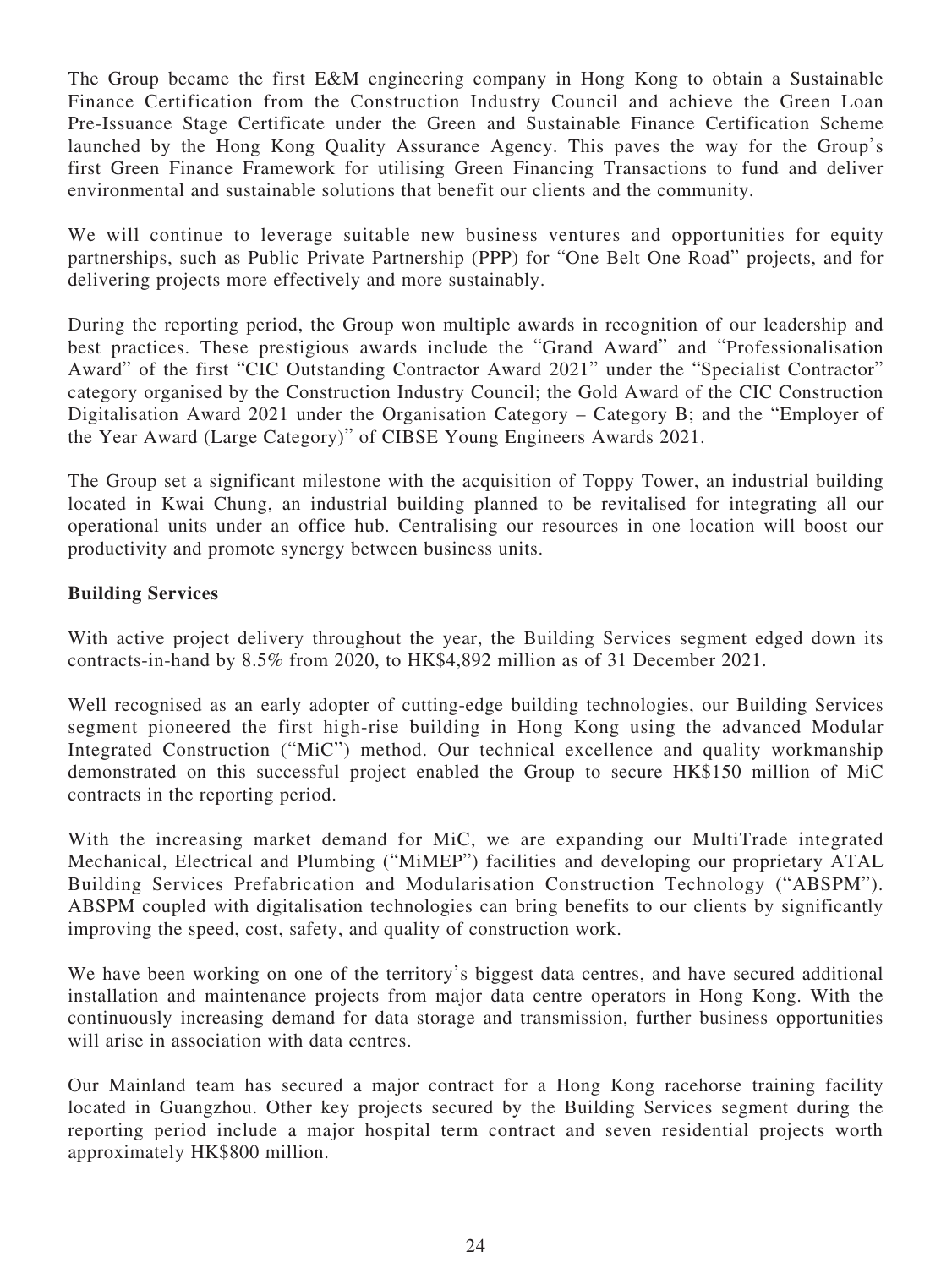The Group became the first E&M engineering company in Hong Kong to obtain a Sustainable Finance Certification from the Construction Industry Council and achieve the Green Loan Pre-Issuance Stage Certificate under the Green and Sustainable Finance Certification Scheme launched by the Hong Kong Quality Assurance Agency. This paves the way for the Group's first Green Finance Framework for utilising Green Financing Transactions to fund and deliver environmental and sustainable solutions that benefit our clients and the community.

We will continue to leverage suitable new business ventures and opportunities for equity partnerships, such as Public Private Partnership (PPP) for "One Belt One Road" projects, and for delivering projects more effectively and more sustainably.

During the reporting period, the Group won multiple awards in recognition of our leadership and best practices. These prestigious awards include the "Grand Award" and "Professionalisation Award" of the first "CIC Outstanding Contractor Award 2021" under the "Specialist Contractor" category organised by the Construction Industry Council; the Gold Award of the CIC Construction Digitalisation Award 2021 under the Organisation Category – Category B; and the "Employer of the Year Award (Large Category)" of CIBSE Young Engineers Awards 2021.

The Group set a significant milestone with the acquisition of Toppy Tower, an industrial building located in Kwai Chung, an industrial building planned to be revitalised for integrating all our operational units under an office hub. Centralising our resources in one location will boost our productivity and promote synergy between business units.

**Building Services**

With active project delivery throughout the year, the Building Services segment edged down its contracts-in-hand by 8.5% from 2020, to HK$4,892 million as of 31 December 2021.

Well recognised as an early adopter of cutting-edge building technologies, our Building Services segment pioneered the first high-rise building in Hong Kong using the advanced Modular Integrated Construction ("MiC") method. Our technical excellence and quality workmanship demonstrated on this successful project enabled the Group to secure HK$150 million of MiC contracts in the reporting period.

With the increasing market demand for MiC, we are expanding our MultiTrade integrated Mechanical, Electrical and Plumbing ("MiMEP") facilities and developing our proprietary ATAL Building Services Prefabrication and Modularisation Construction Technology ("ABSPM"). ABSPM coupled with digitalisation technologies can bring benefits to our clients by significantly improving the speed, cost, safety, and quality of construction work.

We have been working on one of the territory's biggest data centres, and have secured additional installation and maintenance projects from major data centre operators in Hong Kong. With the continuously increasing demand for data storage and transmission, further business opportunities will arise in association with data centres.

Our Mainland team has secured a major contract for a Hong Kong racehorse training facility located in Guangzhou. Other key projects secured by the Building Services segment during the reporting period include a major hospital term contract and seven residential projects worth approximately HK$800 million.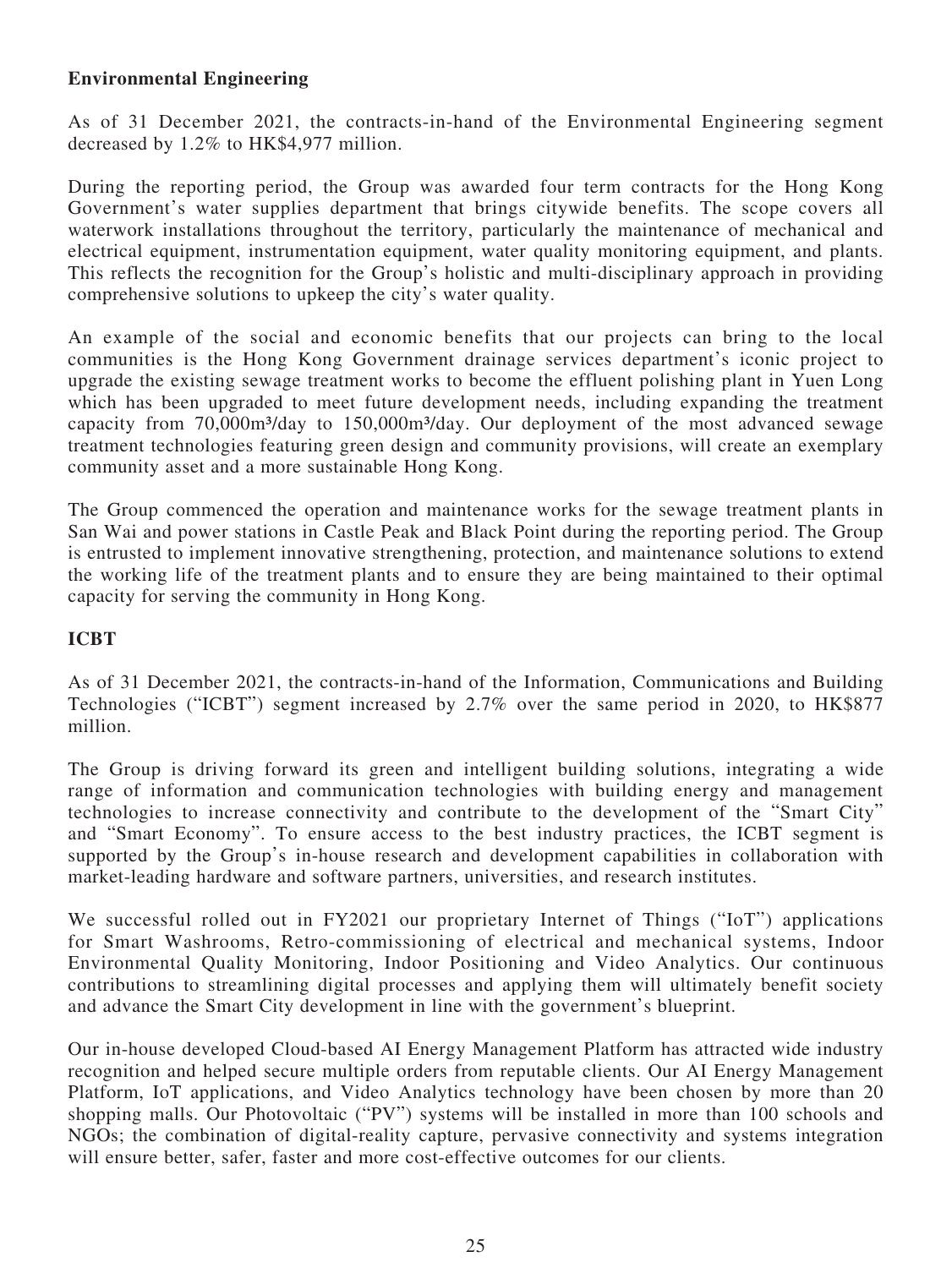## Environmental Engineering

As of 31 December 2021, the contracts-in-hand of the Environmental Engineering segment decreased by 1.2% to HK$4,977 million.

During the reporting period, the Group was awarded four term contracts for the Hong Kong Government's water supplies department that brings citywide benefits. The scope covers all waterwork installations throughout the territory, particularly the maintenance of mechanical and electrical equipment, instrumentation equipment, water quality monitoring equipment, and plants. This reflects the recognition for the Group's holistic and multi-disciplinary approach in providing comprehensive solutions to upkeep the city's water quality.

An example of the social and economic benefits that our projects can bring to the local communities is the Hong Kong Government drainage services department's iconic project to upgrade the existing sewage treatment works to become the effluent polishing plant in Yuen Long which has been upgraded to meet future development needs, including expanding the treatment capacity from 70,000m$^3$/day to 150,000m$^3$/day. Our deployment of the most advanced sewage treatment technologies featuring green design and community provisions, will create an exemplary community asset and a more sustainable Hong Kong.

The Group commenced the operation and maintenance works for the sewage treatment plants in San Wai and power stations in Castle Peak and Black Point during the reporting period. The Group is entrusted to implement innovative strengthening, protection, and maintenance solutions to extend the working life of the treatment plants and to ensure they are being maintained to their optimal capacity for serving the community in Hong Kong.

## ICBT

As of 31 December 2021, the contracts-in-hand of the Information, Communications and Building Technologies ("ICBT") segment increased by 2.7% over the same period in 2020, to HK$877 million.

The Group is driving forward its green and intelligent building solutions, integrating a wide range of information and communication technologies with building energy and management technologies to increase connectivity and contribute to the development of the "Smart City" and "Smart Economy". To ensure access to the best industry practices, the ICBT segment is supported by the Group's in-house research and development capabilities in collaboration with market-leading hardware and software partners, universities, and research institutes.

We successful rolled out in FY2021 our proprietary Internet of Things ("IoT") applications for Smart Washrooms, Retro-commissioning of electrical and mechanical systems, Indoor Environmental Quality Monitoring, Indoor Positioning and Video Analytics. Our continuous contributions to streamlining digital processes and applying them will ultimately benefit society and advance the Smart City development in line with the government's blueprint.

Our in-house developed Cloud-based AI Energy Management Platform has attracted wide industry recognition and helped secure multiple orders from reputable clients. Our AI Energy Management Platform, IoT applications, and Video Analytics technology have been chosen by more than 20 shopping malls. Our Photovoltaic ("PV") systems will be installed in more than 100 schools and NGOs; the combination of digital-reality capture, pervasive connectivity and systems integration will ensure better, safer, faster and more cost-effective outcomes for our clients.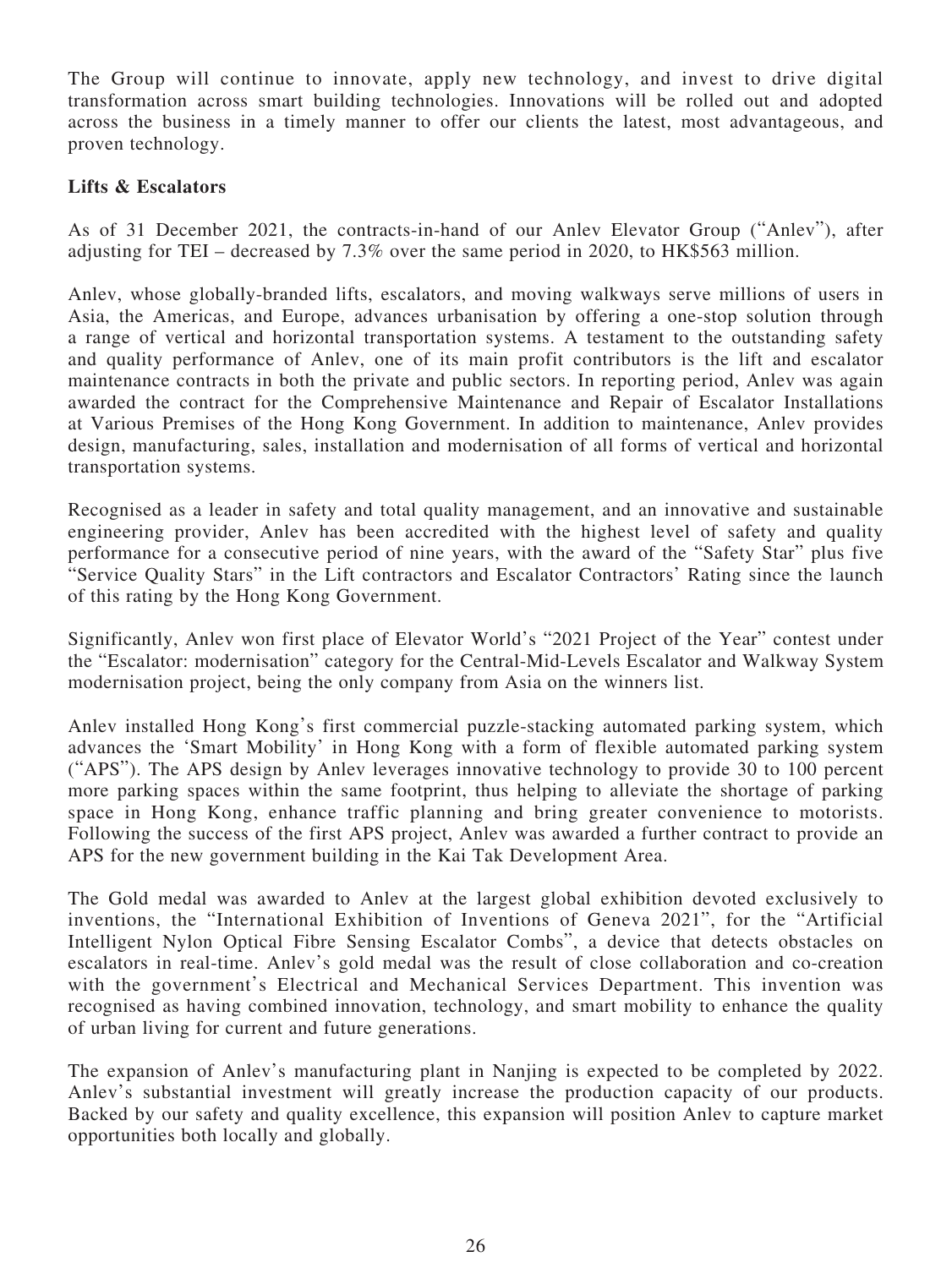The Group will continue to innovate, apply new technology, and invest to drive digital transformation across smart building technologies. Innovations will be rolled out and adopted across the business in a timely manner to offer our clients the latest, most advantageous, and proven technology.

**Lifts & Escalators**

As of 31 December 2021, the contracts-in-hand of our Anlev Elevator Group ("Anlev"), after adjusting for TEI – decreased by 7.3% over the same period in 2020, to HK$563 million.

Anlev, whose globally-branded lifts, escalators, and moving walkways serve millions of users in Asia, the Americas, and Europe, advances urbanisation by offering a one-stop solution through a range of vertical and horizontal transportation systems. A testament to the outstanding safety and quality performance of Anlev, one of its main profit contributors is the lift and escalator maintenance contracts in both the private and public sectors. In reporting period, Anlev was again awarded the contract for the Comprehensive Maintenance and Repair of Escalator Installations at Various Premises of the Hong Kong Government. In addition to maintenance, Anlev provides design, manufacturing, sales, installation and modernisation of all forms of vertical and horizontal transportation systems.

Recognised as a leader in safety and total quality management, and an innovative and sustainable engineering provider, Anlev has been accredited with the highest level of safety and quality performance for a consecutive period of nine years, with the award of the "Safety Star" plus five "Service Quality Stars" in the Lift contractors and Escalator Contractors' Rating since the launch of this rating by the Hong Kong Government.

Significantly, Anlev won first place of Elevator World's "2021 Project of the Year" contest under the "Escalator: modernisation" category for the Central-Mid-Levels Escalator and Walkway System modernisation project, being the only company from Asia on the winners list.

Anlev installed Hong Kong's first commercial puzzle-stacking automated parking system, which advances the 'Smart Mobility' in Hong Kong with a form of flexible automated parking system ("APS"). The APS design by Anlev leverages innovative technology to provide 30 to 100 percent more parking spaces within the same footprint, thus helping to alleviate the shortage of parking space in Hong Kong, enhance traffic planning and bring greater convenience to motorists. Following the success of the first APS project, Anlev was awarded a further contract to provide an APS for the new government building in the Kai Tak Development Area.

The Gold medal was awarded to Anlev at the largest global exhibition devoted exclusively to inventions, the "International Exhibition of Inventions of Geneva 2021", for the "Artificial Intelligent Nylon Optical Fibre Sensing Escalator Combs", a device that detects obstacles on escalators in real-time. Anlev's gold medal was the result of close collaboration and co-creation with the government's Electrical and Mechanical Services Department. This invention was recognised as having combined innovation, technology, and smart mobility to enhance the quality of urban living for current and future generations.

The expansion of Anlev's manufacturing plant in Nanjing is expected to be completed by 2022. Anlev's substantial investment will greatly increase the production capacity of our products. Backed by our safety and quality excellence, this expansion will position Anlev to capture market opportunities both locally and globally.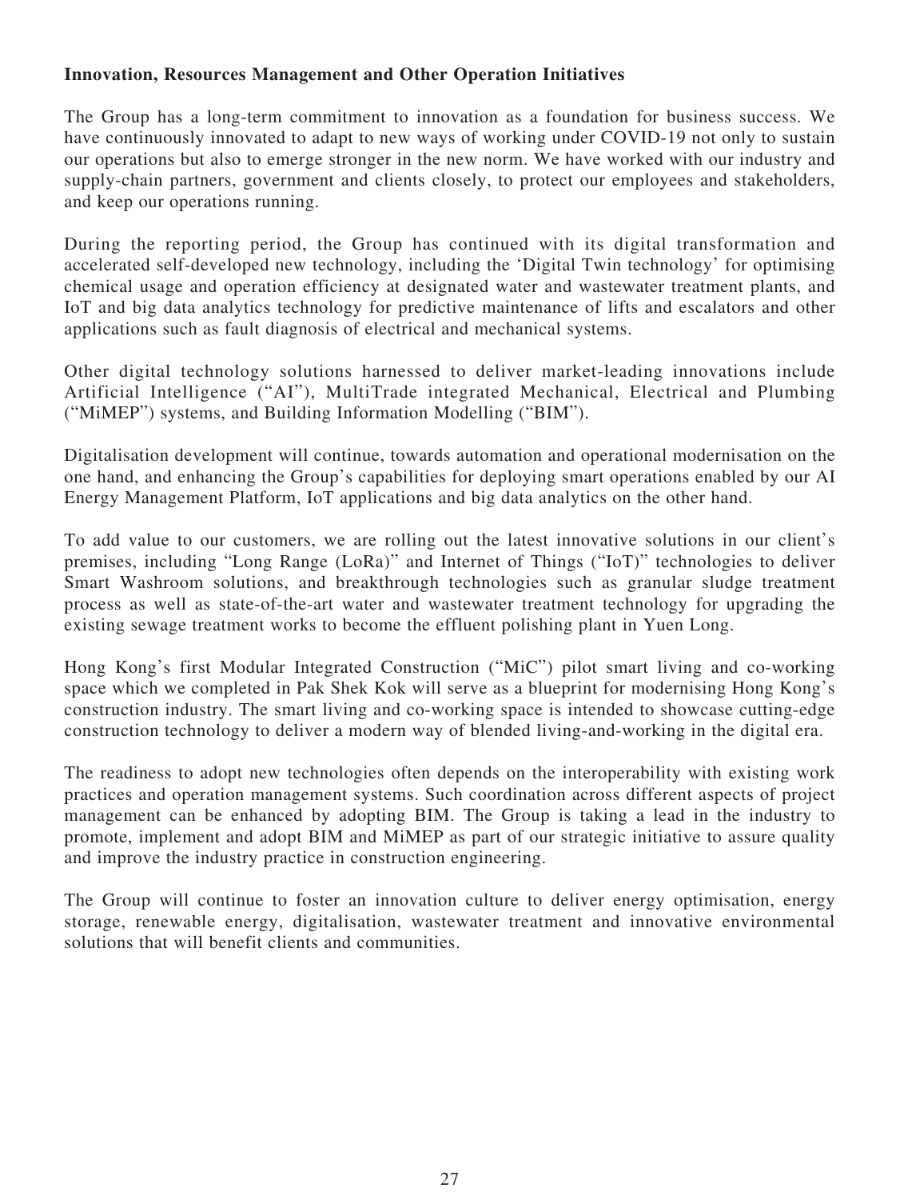**Innovation, Resources Management and Other Operation Initiatives**

The Group has a long-term commitment to innovation as a foundation for business success. We have continuously innovated to adapt to new ways of working under COVID-19 not only to sustain our operations but also to emerge stronger in the new norm. We have worked with our industry and supply-chain partners, government and clients closely, to protect our employees and stakeholders, and keep our operations running.

During the reporting period, the Group has continued with its digital transformation and accelerated self-developed new technology, including the 'Digital Twin technology' for optimising chemical usage and operation efficiency at designated water and wastewater treatment plants, and IoT and big data analytics technology for predictive maintenance of lifts and escalators and other applications such as fault diagnosis of electrical and mechanical systems.

Other digital technology solutions harnessed to deliver market-leading innovations include Artificial Intelligence ("AI"), MultiTrade integrated Mechanical, Electrical and Plumbing ("MiMEP") systems, and Building Information Modelling ("BIM").

Digitalisation development will continue, towards automation and operational modernisation on the one hand, and enhancing the Group's capabilities for deploying smart operations enabled by our AI Energy Management Platform, IoT applications and big data analytics on the other hand.

To add value to our customers, we are rolling out the latest innovative solutions in our client's premises, including "Long Range (LoRa)" and Internet of Things ("IoT)" technologies to deliver Smart Washroom solutions, and breakthrough technologies such as granular sludge treatment process as well as state-of-the-art water and wastewater treatment technology for upgrading the existing sewage treatment works to become the effluent polishing plant in Yuen Long.

Hong Kong's first Modular Integrated Construction ("MiC") pilot smart living and co-working space which we completed in Pak Shek Kok will serve as a blueprint for modernising Hong Kong's construction industry. The smart living and co-working space is intended to showcase cutting-edge construction technology to deliver a modern way of blended living-and-working in the digital era.

The readiness to adopt new technologies often depends on the interoperability with existing work practices and operation management systems. Such coordination across different aspects of project management can be enhanced by adopting BIM. The Group is taking a lead in the industry to promote, implement and adopt BIM and MiMEP as part of our strategic initiative to assure quality and improve the industry practice in construction engineering.

The Group will continue to foster an innovation culture to deliver energy optimisation, energy storage, renewable energy, digitalisation, wastewater treatment and innovative environmental solutions that will benefit clients and communities.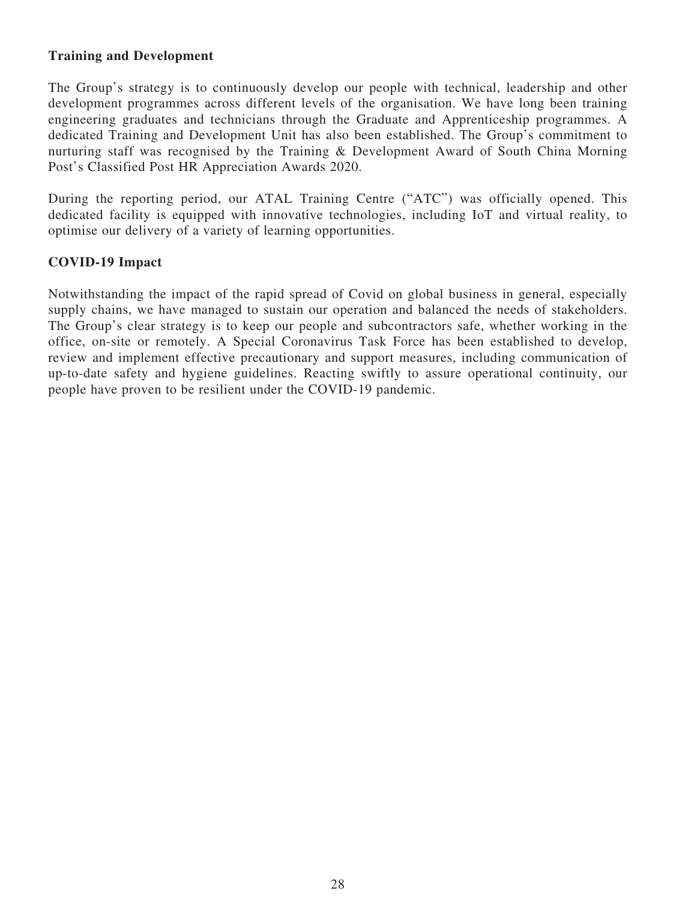**Training and Development**

The Group's strategy is to continuously develop our people with technical, leadership and other development programmes across different levels of the organisation. We have long been training engineering graduates and technicians through the Graduate and Apprenticeship programmes. A dedicated Training and Development Unit has also been established. The Group's commitment to nurturing staff was recognised by the Training & Development Award of South China Morning Post's Classified Post HR Appreciation Awards 2020.

During the reporting period, our ATAL Training Centre ("ATC") was officially opened. This dedicated facility is equipped with innovative technologies, including IoT and virtual reality, to optimise our delivery of a variety of learning opportunities.

**COVID-19 Impact**

Notwithstanding the impact of the rapid spread of Covid on global business in general, especially supply chains, we have managed to sustain our operation and balanced the needs of stakeholders. The Group's clear strategy is to keep our people and subcontractors safe, whether working in the office, on-site or remotely. A Special Coronavirus Task Force has been established to develop, review and implement effective precautionary and support measures, including communication of up-to-date safety and hygiene guidelines. Reacting swiftly to assure operational continuity, our people have proven to be resilient under the COVID-19 pandemic.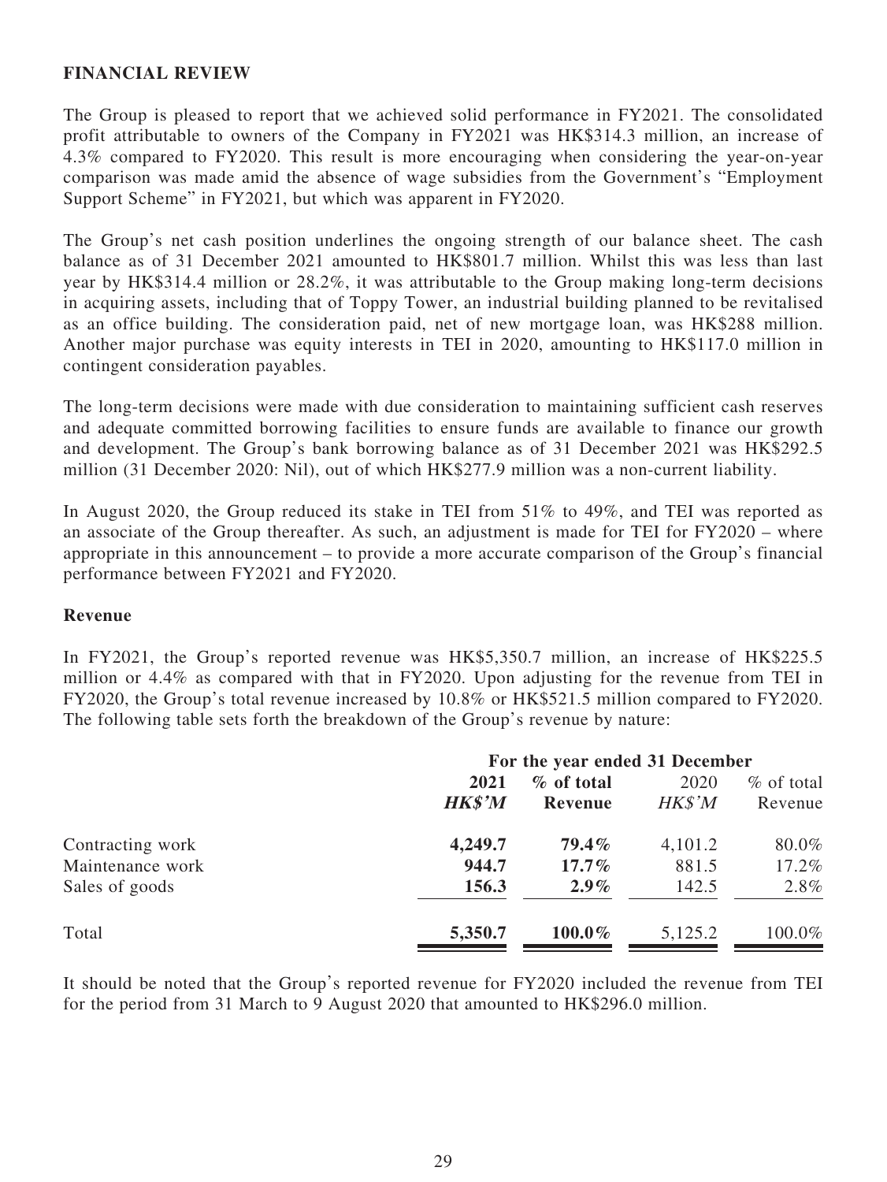## FINANCIAL REVIEW

The Group is pleased to report that we achieved solid performance in FY2021. The consolidated profit attributable to owners of the Company in FY2021 was HK$314.3 million, an increase of 4.3% compared to FY2020. This result is more encouraging when considering the year-on-year comparison was made amid the absence of wage subsidies from the Government's "Employment Support Scheme" in FY2021, but which was apparent in FY2020.

The Group's net cash position underlines the ongoing strength of our balance sheet. The cash balance as of 31 December 2021 amounted to HK$801.7 million. Whilst this was less than last year by HK$314.4 million or 28.2%, it was attributable to the Group making long-term decisions in acquiring assets, including that of Toppy Tower, an industrial building planned to be revitalised as an office building. The consideration paid, net of new mortgage loan, was HK$288 million. Another major purchase was equity interests in TEI in 2020, amounting to HK$117.0 million in contingent consideration payables.

The long-term decisions were made with due consideration to maintaining sufficient cash reserves and adequate committed borrowing facilities to ensure funds are available to finance our growth and development. The Group's bank borrowing balance as of 31 December 2021 was HK$292.5 million (31 December 2020: Nil), out of which HK$277.9 million was a non-current liability.

In August 2020, the Group reduced its stake in TEI from 51% to 49%, and TEI was reported as an associate of the Group thereafter. As such, an adjustment is made for TEI for FY2020 – where appropriate in this announcement – to provide a more accurate comparison of the Group's financial performance between FY2021 and FY2020.

### Revenue

In FY2021, the Group's reported revenue was HK$5,350.7 million, an increase of HK$225.5 million or 4.4% as compared with that in FY2020. Upon adjusting for the revenue from TEI in FY2020, the Group's total revenue increased by 10.8% or HK$521.5 million compared to FY2020. The following table sets forth the breakdown of the Group's revenue by nature:

| | For the year ended 31 December | | | |
|---|---|---|---|---|
| | **2021** ***HK$'M*** | **% of total Revenue** | 2020 *HK$'M* | % of total Revenue |
| Contracting work | **4,249.7** | **79.4%** | 4,101.2 | 80.0% |
| Maintenance work | **944.7** | **17.7%** | 881.5 | 17.2% |
| Sales of goods | **156.3** | **2.9%** | 142.5 | 2.8% |
| Total | **5,350.7** | **100.0%** | 5,125.2 | 100.0% |

It should be noted that the Group's reported revenue for FY2020 included the revenue from TEI for the period from 31 March to 9 August 2020 that amounted to HK$296.0 million.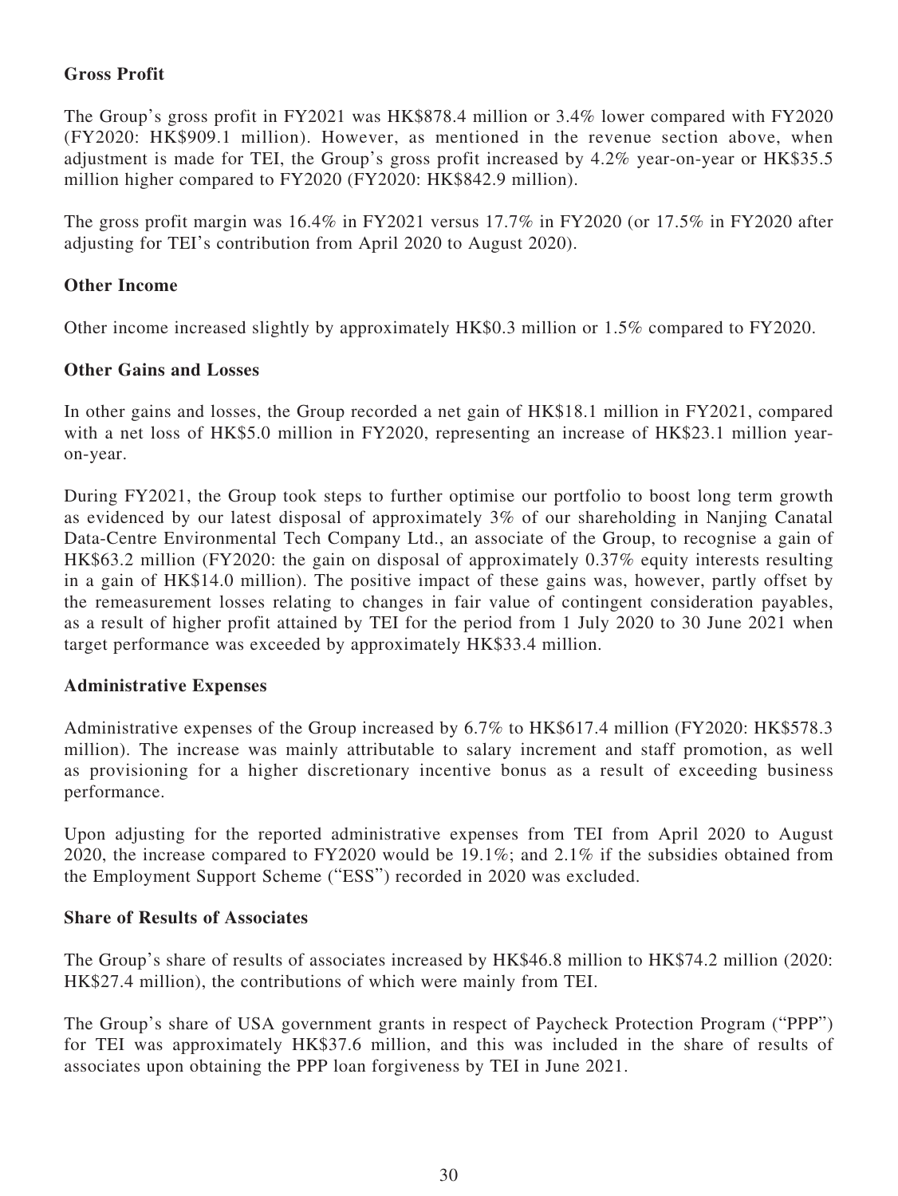## Gross Profit

The Group's gross profit in FY2021 was HK$878.4 million or 3.4% lower compared with FY2020 (FY2020: HK$909.1 million). However, as mentioned in the revenue section above, when adjustment is made for TEI, the Group's gross profit increased by 4.2% year-on-year or HK$35.5 million higher compared to FY2020 (FY2020: HK$842.9 million).

The gross profit margin was 16.4% in FY2021 versus 17.7% in FY2020 (or 17.5% in FY2020 after adjusting for TEI's contribution from April 2020 to August 2020).

## Other Income

Other income increased slightly by approximately HK$0.3 million or 1.5% compared to FY2020.

## Other Gains and Losses

In other gains and losses, the Group recorded a net gain of HK$18.1 million in FY2021, compared with a net loss of HK$5.0 million in FY2020, representing an increase of HK$23.1 million year-on-year.

During FY2021, the Group took steps to further optimise our portfolio to boost long term growth as evidenced by our latest disposal of approximately 3% of our shareholding in Nanjing Canatal Data-Centre Environmental Tech Company Ltd., an associate of the Group, to recognise a gain of HK$63.2 million (FY2020: the gain on disposal of approximately 0.37% equity interests resulting in a gain of HK$14.0 million). The positive impact of these gains was, however, partly offset by the remeasurement losses relating to changes in fair value of contingent consideration payables, as a result of higher profit attained by TEI for the period from 1 July 2020 to 30 June 2021 when target performance was exceeded by approximately HK$33.4 million.

## Administrative Expenses

Administrative expenses of the Group increased by 6.7% to HK$617.4 million (FY2020: HK$578.3 million). The increase was mainly attributable to salary increment and staff promotion, as well as provisioning for a higher discretionary incentive bonus as a result of exceeding business performance.

Upon adjusting for the reported administrative expenses from TEI from April 2020 to August 2020, the increase compared to FY2020 would be 19.1%; and 2.1% if the subsidies obtained from the Employment Support Scheme ("ESS") recorded in 2020 was excluded.

## Share of Results of Associates

The Group's share of results of associates increased by HK$46.8 million to HK$74.2 million (2020: HK$27.4 million), the contributions of which were mainly from TEI.

The Group's share of USA government grants in respect of Paycheck Protection Program ("PPP") for TEI was approximately HK$37.6 million, and this was included in the share of results of associates upon obtaining the PPP loan forgiveness by TEI in June 2021.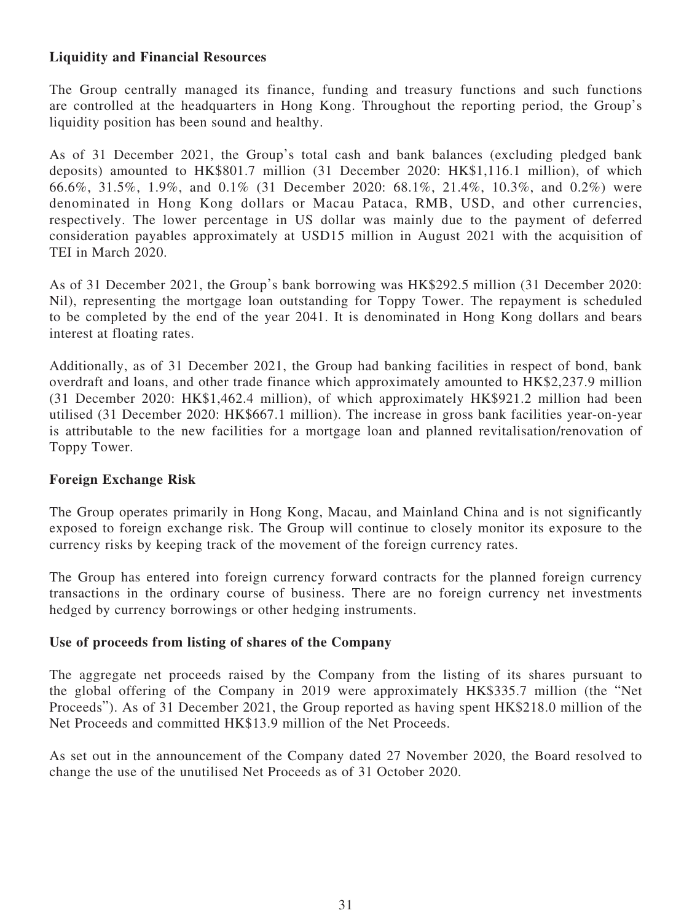**Liquidity and Financial Resources**

The Group centrally managed its finance, funding and treasury functions and such functions are controlled at the headquarters in Hong Kong. Throughout the reporting period, the Group's liquidity position has been sound and healthy.

As of 31 December 2021, the Group's total cash and bank balances (excluding pledged bank deposits) amounted to HK$801.7 million (31 December 2020: HK$1,116.1 million), of which 66.6%, 31.5%, 1.9%, and 0.1% (31 December 2020: 68.1%, 21.4%, 10.3%, and 0.2%) were denominated in Hong Kong dollars or Macau Pataca, RMB, USD, and other currencies, respectively. The lower percentage in US dollar was mainly due to the payment of deferred consideration payables approximately at USD15 million in August 2021 with the acquisition of TEI in March 2020.

As of 31 December 2021, the Group's bank borrowing was HK$292.5 million (31 December 2020: Nil), representing the mortgage loan outstanding for Toppy Tower. The repayment is scheduled to be completed by the end of the year 2041. It is denominated in Hong Kong dollars and bears interest at floating rates.

Additionally, as of 31 December 2021, the Group had banking facilities in respect of bond, bank overdraft and loans, and other trade finance which approximately amounted to HK$2,237.9 million (31 December 2020: HK$1,462.4 million), of which approximately HK$921.2 million had been utilised (31 December 2020: HK$667.1 million). The increase in gross bank facilities year-on-year is attributable to the new facilities for a mortgage loan and planned revitalisation/renovation of Toppy Tower.

**Foreign Exchange Risk**

The Group operates primarily in Hong Kong, Macau, and Mainland China and is not significantly exposed to foreign exchange risk. The Group will continue to closely monitor its exposure to the currency risks by keeping track of the movement of the foreign currency rates.

The Group has entered into foreign currency forward contracts for the planned foreign currency transactions in the ordinary course of business. There are no foreign currency net investments hedged by currency borrowings or other hedging instruments.

**Use of proceeds from listing of shares of the Company**

The aggregate net proceeds raised by the Company from the listing of its shares pursuant to the global offering of the Company in 2019 were approximately HK$335.7 million (the "Net Proceeds"). As of 31 December 2021, the Group reported as having spent HK$218.0 million of the Net Proceeds and committed HK$13.9 million of the Net Proceeds.

As set out in the announcement of the Company dated 27 November 2020, the Board resolved to change the use of the unutilised Net Proceeds as of 31 October 2020.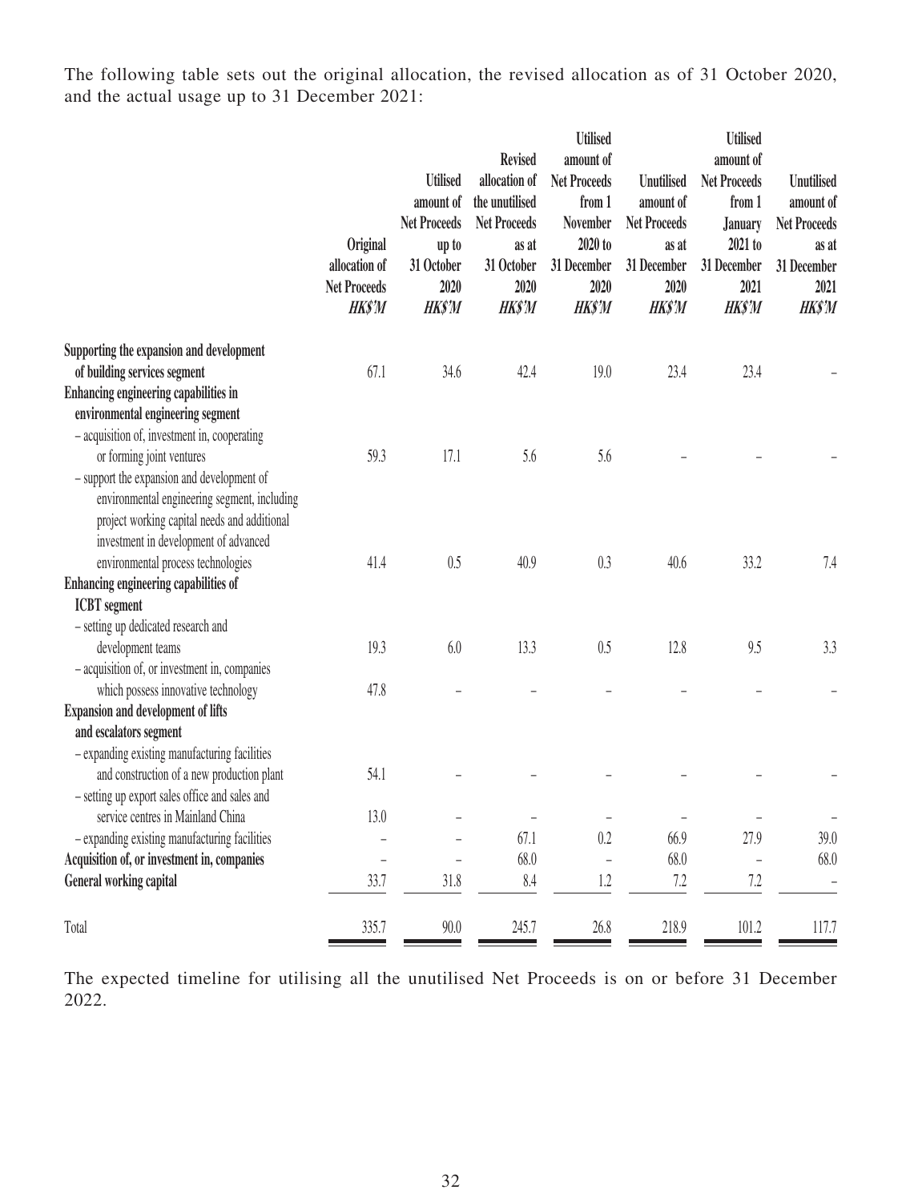The following table sets out the original allocation, the revised allocation as of 31 October 2020, and the actual usage up to 31 December 2021:

| | Original allocation of Net Proceeds *HK$'M* | Utilised amount of Net Proceeds up to 31 October 2020 *HK$'M* | Revised allocation of the unutilised Net Proceeds as at 31 October 2020 *HK$'M* | Utilised amount of Net Proceeds from 1 November 2020 to 31 December 2020 *HK$'M* | Unutilised amount of Net Proceeds as at 31 December 2020 *HK$'M* | Utilised amount of Net Proceeds from 1 January 2021 to 31 December 2021 *HK$'M* | Unutilised amount of Net Proceeds as at 31 December 2021 *HK$'M* |
|---|---|---|---|---|---|---|---|
| **Supporting the expansion and development of building services segment** | 67.1 | 34.6 | 42.4 | 19.0 | 23.4 | 23.4 | – |
| **Enhancing engineering capabilities in environmental engineering segment** | | | | | | | |
| – acquisition of, investment in, cooperating or forming joint ventures | 59.3 | 17.1 | 5.6 | 5.6 | – | – | – |
| – support the expansion and development of environmental engineering segment, including project working capital needs and additional investment in development of advanced environmental process technologies | 41.4 | 0.5 | 40.9 | 0.3 | 40.6 | 33.2 | 7.4 |
| **Enhancing engineering capabilities of ICBT segment** | | | | | | | |
| – setting up dedicated research and development teams | 19.3 | 6.0 | 13.3 | 0.5 | 12.8 | 9.5 | 3.3 |
| – acquisition of, or investment in, companies which possess innovative technology | 47.8 | – | – | – | – | – | – |
| **Expansion and development of lifts and escalators segment** | | | | | | | |
| – expanding existing manufacturing facilities and construction of a new production plant | 54.1 | – | – | – | – | – | – |
| – setting up export sales office and sales and service centres in Mainland China | 13.0 | – | – | – | – | – | – |
| – expanding existing manufacturing facilities | – | – | 67.1 | 0.2 | 66.9 | 27.9 | 39.0 |
| **Acquisition of, or investment in, companies** | – | – | 68.0 | – | 68.0 | – | 68.0 |
| **General working capital** | 33.7 | 31.8 | 8.4 | 1.2 | 7.2 | 7.2 | – |
| Total | 335.7 | 90.0 | 245.7 | 26.8 | 218.9 | 101.2 | 117.7 |

The expected timeline for utilising all the unutilised Net Proceeds is on or before 31 December 2022.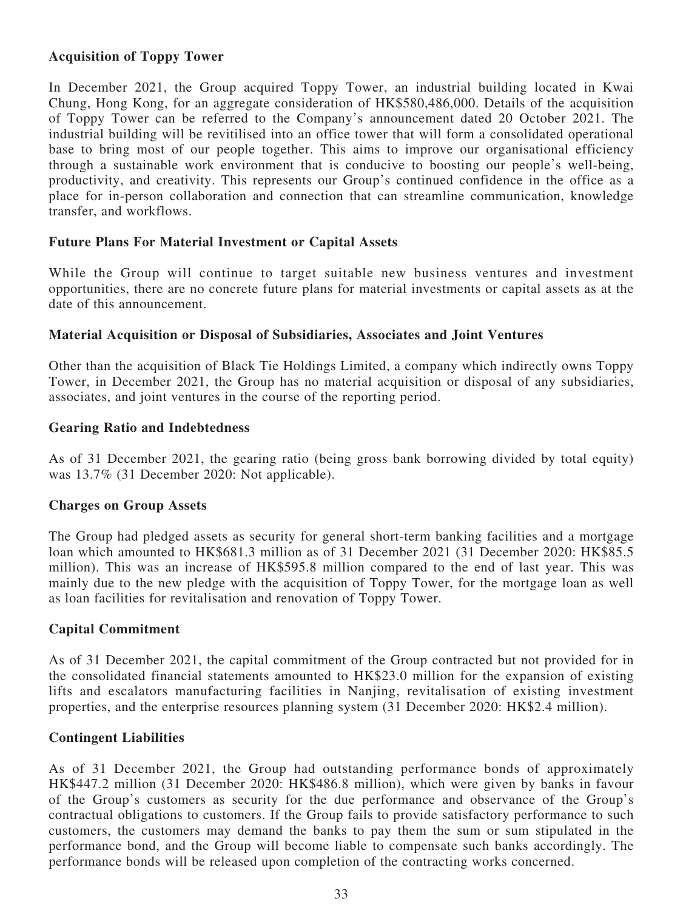**Acquisition of Toppy Tower**

In December 2021, the Group acquired Toppy Tower, an industrial building located in Kwai Chung, Hong Kong, for an aggregate consideration of HK$580,486,000. Details of the acquisition of Toppy Tower can be referred to the Company's announcement dated 20 October 2021. The industrial building will be revitilised into an office tower that will form a consolidated operational base to bring most of our people together. This aims to improve our organisational efficiency through a sustainable work environment that is conducive to boosting our people's well-being, productivity, and creativity. This represents our Group's continued confidence in the office as a place for in-person collaboration and connection that can streamline communication, knowledge transfer, and workflows.

**Future Plans For Material Investment or Capital Assets**

While the Group will continue to target suitable new business ventures and investment opportunities, there are no concrete future plans for material investments or capital assets as at the date of this announcement.

**Material Acquisition or Disposal of Subsidiaries, Associates and Joint Ventures**

Other than the acquisition of Black Tie Holdings Limited, a company which indirectly owns Toppy Tower, in December 2021, the Group has no material acquisition or disposal of any subsidiaries, associates, and joint ventures in the course of the reporting period.

**Gearing Ratio and Indebtedness**

As of 31 December 2021, the gearing ratio (being gross bank borrowing divided by total equity) was 13.7% (31 December 2020: Not applicable).

**Charges on Group Assets**

The Group had pledged assets as security for general short-term banking facilities and a mortgage loan which amounted to HK$681.3 million as of 31 December 2021 (31 December 2020: HK$85.5 million). This was an increase of HK$595.8 million compared to the end of last year. This was mainly due to the new pledge with the acquisition of Toppy Tower, for the mortgage loan as well as loan facilities for revitalisation and renovation of Toppy Tower.

**Capital Commitment**

As of 31 December 2021, the capital commitment of the Group contracted but not provided for in the consolidated financial statements amounted to HK$23.0 million for the expansion of existing lifts and escalators manufacturing facilities in Nanjing, revitalisation of existing investment properties, and the enterprise resources planning system (31 December 2020: HK$2.4 million).

**Contingent Liabilities**

As of 31 December 2021, the Group had outstanding performance bonds of approximately HK$447.2 million (31 December 2020: HK$486.8 million), which were given by banks in favour of the Group's customers as security for the due performance and observance of the Group's contractual obligations to customers. If the Group fails to provide satisfactory performance to such customers, the customers may demand the banks to pay them the sum or sum stipulated in the performance bond, and the Group will become liable to compensate such banks accordingly. The performance bonds will be released upon completion of the contracting works concerned.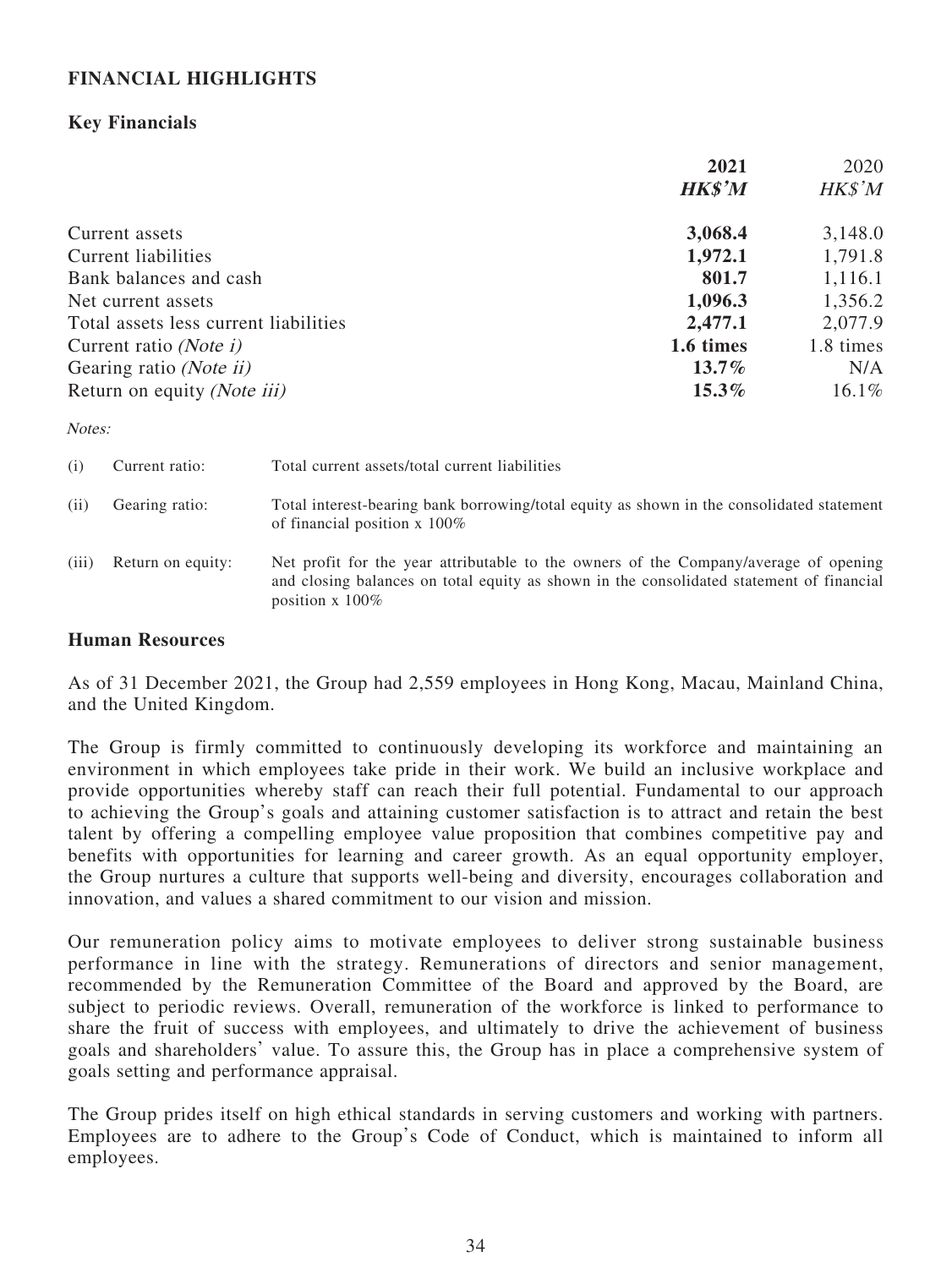## FINANCIAL HIGHLIGHTS

### Key Financials

| | **2021** | 2020 |
|---|---|---|
| | ***HK$'M*** | *HK$'M* |
| Current assets | **3,068.4** | 3,148.0 |
| Current liabilities | **1,972.1** | 1,791.8 |
| Bank balances and cash | **801.7** | 1,116.1 |
| Net current assets | **1,096.3** | 1,356.2 |
| Total assets less current liabilities | **2,477.1** | 2,077.9 |
| Current ratio *(Note i)* | **1.6 times** | 1.8 times |
| Gearing ratio *(Note ii)* | **13.7%** | N/A |
| Return on equity *(Note iii)* | **15.3%** | 16.1% |

*Notes:*

| | | |
|---|---|---|
| (i) | Current ratio: | Total current assets/total current liabilities |
| (ii) | Gearing ratio: | Total interest-bearing bank borrowing/total equity as shown in the consolidated statement of financial position x 100% |
| (iii) | Return on equity: | Net profit for the year attributable to the owners of the Company/average of opening and closing balances on total equity as shown in the consolidated statement of financial position x 100% |

### Human Resources

As of 31 December 2021, the Group had 2,559 employees in Hong Kong, Macau, Mainland China, and the United Kingdom.

The Group is firmly committed to continuously developing its workforce and maintaining an environment in which employees take pride in their work. We build an inclusive workplace and provide opportunities whereby staff can reach their full potential. Fundamental to our approach to achieving the Group's goals and attaining customer satisfaction is to attract and retain the best talent by offering a compelling employee value proposition that combines competitive pay and benefits with opportunities for learning and career growth. As an equal opportunity employer, the Group nurtures a culture that supports well-being and diversity, encourages collaboration and innovation, and values a shared commitment to our vision and mission.

Our remuneration policy aims to motivate employees to deliver strong sustainable business performance in line with the strategy. Remunerations of directors and senior management, recommended by the Remuneration Committee of the Board and approved by the Board, are subject to periodic reviews. Overall, remuneration of the workforce is linked to performance to share the fruit of success with employees, and ultimately to drive the achievement of business goals and shareholders' value. To assure this, the Group has in place a comprehensive system of goals setting and performance appraisal.

The Group prides itself on high ethical standards in serving customers and working with partners. Employees are to adhere to the Group's Code of Conduct, which is maintained to inform all employees.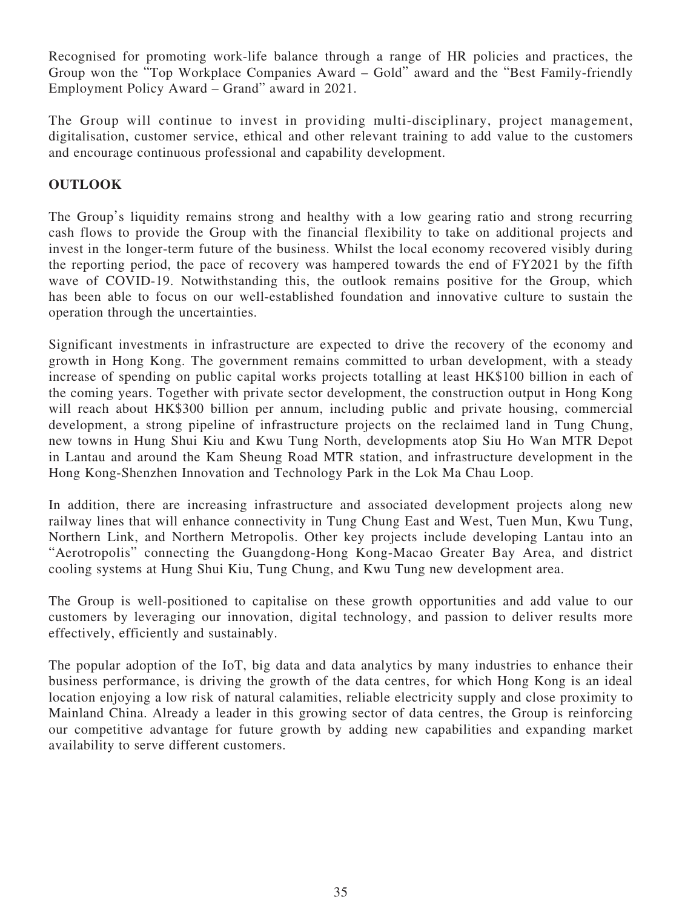Recognised for promoting work-life balance through a range of HR policies and practices, the Group won the "Top Workplace Companies Award – Gold" award and the "Best Family-friendly Employment Policy Award – Grand" award in 2021.

The Group will continue to invest in providing multi-disciplinary, project management, digitalisation, customer service, ethical and other relevant training to add value to the customers and encourage continuous professional and capability development.

## OUTLOOK

The Group's liquidity remains strong and healthy with a low gearing ratio and strong recurring cash flows to provide the Group with the financial flexibility to take on additional projects and invest in the longer-term future of the business. Whilst the local economy recovered visibly during the reporting period, the pace of recovery was hampered towards the end of FY2021 by the fifth wave of COVID-19. Notwithstanding this, the outlook remains positive for the Group, which has been able to focus on our well-established foundation and innovative culture to sustain the operation through the uncertainties.

Significant investments in infrastructure are expected to drive the recovery of the economy and growth in Hong Kong. The government remains committed to urban development, with a steady increase of spending on public capital works projects totalling at least HK$100 billion in each of the coming years. Together with private sector development, the construction output in Hong Kong will reach about HK$300 billion per annum, including public and private housing, commercial development, a strong pipeline of infrastructure projects on the reclaimed land in Tung Chung, new towns in Hung Shui Kiu and Kwu Tung North, developments atop Siu Ho Wan MTR Depot in Lantau and around the Kam Sheung Road MTR station, and infrastructure development in the Hong Kong-Shenzhen Innovation and Technology Park in the Lok Ma Chau Loop.

In addition, there are increasing infrastructure and associated development projects along new railway lines that will enhance connectivity in Tung Chung East and West, Tuen Mun, Kwu Tung, Northern Link, and Northern Metropolis. Other key projects include developing Lantau into an "Aerotropolis" connecting the Guangdong-Hong Kong-Macao Greater Bay Area, and district cooling systems at Hung Shui Kiu, Tung Chung, and Kwu Tung new development area.

The Group is well-positioned to capitalise on these growth opportunities and add value to our customers by leveraging our innovation, digital technology, and passion to deliver results more effectively, efficiently and sustainably.

The popular adoption of the IoT, big data and data analytics by many industries to enhance their business performance, is driving the growth of the data centres, for which Hong Kong is an ideal location enjoying a low risk of natural calamities, reliable electricity supply and close proximity to Mainland China. Already a leader in this growing sector of data centres, the Group is reinforcing our competitive advantage for future growth by adding new capabilities and expanding market availability to serve different customers.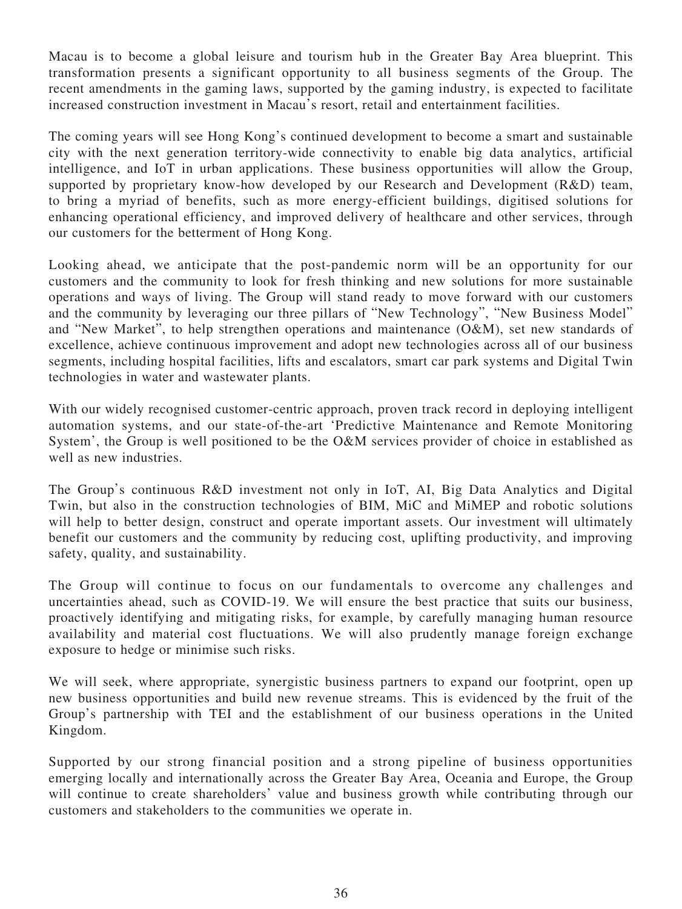Macau is to become a global leisure and tourism hub in the Greater Bay Area blueprint. This transformation presents a significant opportunity to all business segments of the Group. The recent amendments in the gaming laws, supported by the gaming industry, is expected to facilitate increased construction investment in Macau's resort, retail and entertainment facilities.

The coming years will see Hong Kong's continued development to become a smart and sustainable city with the next generation territory-wide connectivity to enable big data analytics, artificial intelligence, and IoT in urban applications. These business opportunities will allow the Group, supported by proprietary know-how developed by our Research and Development (R&D) team, to bring a myriad of benefits, such as more energy-efficient buildings, digitised solutions for enhancing operational efficiency, and improved delivery of healthcare and other services, through our customers for the betterment of Hong Kong.

Looking ahead, we anticipate that the post-pandemic norm will be an opportunity for our customers and the community to look for fresh thinking and new solutions for more sustainable operations and ways of living. The Group will stand ready to move forward with our customers and the community by leveraging our three pillars of "New Technology", "New Business Model" and "New Market", to help strengthen operations and maintenance (O&M), set new standards of excellence, achieve continuous improvement and adopt new technologies across all of our business segments, including hospital facilities, lifts and escalators, smart car park systems and Digital Twin technologies in water and wastewater plants.

With our widely recognised customer-centric approach, proven track record in deploying intelligent automation systems, and our state-of-the-art 'Predictive Maintenance and Remote Monitoring System', the Group is well positioned to be the O&M services provider of choice in established as well as new industries.

The Group's continuous R&D investment not only in IoT, AI, Big Data Analytics and Digital Twin, but also in the construction technologies of BIM, MiC and MiMEP and robotic solutions will help to better design, construct and operate important assets. Our investment will ultimately benefit our customers and the community by reducing cost, uplifting productivity, and improving safety, quality, and sustainability.

The Group will continue to focus on our fundamentals to overcome any challenges and uncertainties ahead, such as COVID-19. We will ensure the best practice that suits our business, proactively identifying and mitigating risks, for example, by carefully managing human resource availability and material cost fluctuations. We will also prudently manage foreign exchange exposure to hedge or minimise such risks.

We will seek, where appropriate, synergistic business partners to expand our footprint, open up new business opportunities and build new revenue streams. This is evidenced by the fruit of the Group's partnership with TEI and the establishment of our business operations in the United Kingdom.

Supported by our strong financial position and a strong pipeline of business opportunities emerging locally and internationally across the Greater Bay Area, Oceania and Europe, the Group will continue to create shareholders' value and business growth while contributing through our customers and stakeholders to the communities we operate in.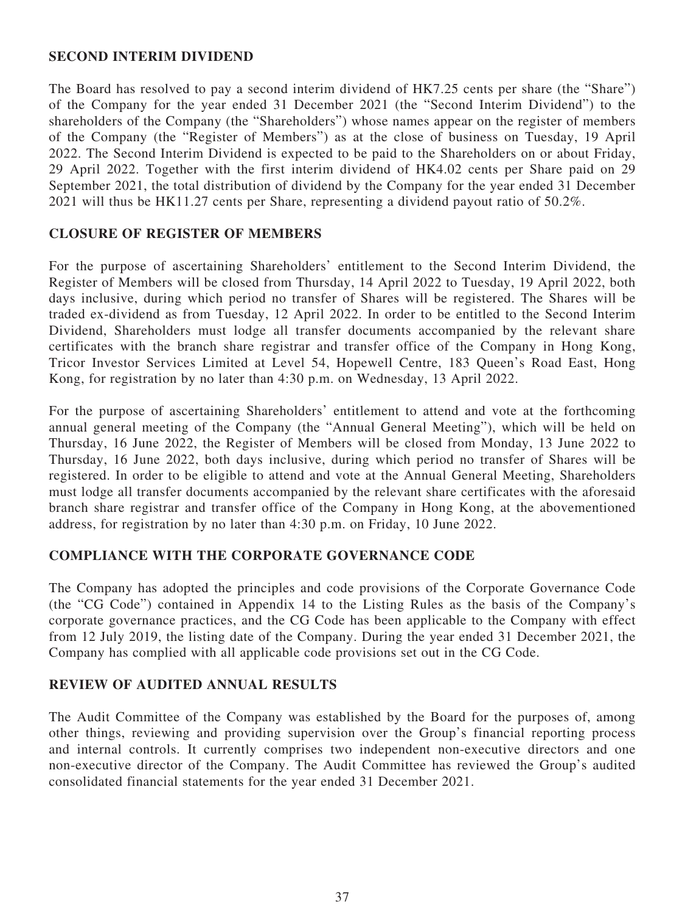## SECOND INTERIM DIVIDEND

The Board has resolved to pay a second interim dividend of HK7.25 cents per share (the "Share") of the Company for the year ended 31 December 2021 (the "Second Interim Dividend") to the shareholders of the Company (the "Shareholders") whose names appear on the register of members of the Company (the "Register of Members") as at the close of business on Tuesday, 19 April 2022. The Second Interim Dividend is expected to be paid to the Shareholders on or about Friday, 29 April 2022. Together with the first interim dividend of HK4.02 cents per Share paid on 29 September 2021, the total distribution of dividend by the Company for the year ended 31 December 2021 will thus be HK11.27 cents per Share, representing a dividend payout ratio of 50.2%.

## CLOSURE OF REGISTER OF MEMBERS

For the purpose of ascertaining Shareholders' entitlement to the Second Interim Dividend, the Register of Members will be closed from Thursday, 14 April 2022 to Tuesday, 19 April 2022, both days inclusive, during which period no transfer of Shares will be registered. The Shares will be traded ex-dividend as from Tuesday, 12 April 2022. In order to be entitled to the Second Interim Dividend, Shareholders must lodge all transfer documents accompanied by the relevant share certificates with the branch share registrar and transfer office of the Company in Hong Kong, Tricor Investor Services Limited at Level 54, Hopewell Centre, 183 Queen's Road East, Hong Kong, for registration by no later than 4:30 p.m. on Wednesday, 13 April 2022.

For the purpose of ascertaining Shareholders' entitlement to attend and vote at the forthcoming annual general meeting of the Company (the "Annual General Meeting"), which will be held on Thursday, 16 June 2022, the Register of Members will be closed from Monday, 13 June 2022 to Thursday, 16 June 2022, both days inclusive, during which period no transfer of Shares will be registered. In order to be eligible to attend and vote at the Annual General Meeting, Shareholders must lodge all transfer documents accompanied by the relevant share certificates with the aforesaid branch share registrar and transfer office of the Company in Hong Kong, at the abovementioned address, for registration by no later than 4:30 p.m. on Friday, 10 June 2022.

## COMPLIANCE WITH THE CORPORATE GOVERNANCE CODE

The Company has adopted the principles and code provisions of the Corporate Governance Code (the "CG Code") contained in Appendix 14 to the Listing Rules as the basis of the Company's corporate governance practices, and the CG Code has been applicable to the Company with effect from 12 July 2019, the listing date of the Company. During the year ended 31 December 2021, the Company has complied with all applicable code provisions set out in the CG Code.

## REVIEW OF AUDITED ANNUAL RESULTS

The Audit Committee of the Company was established by the Board for the purposes of, among other things, reviewing and providing supervision over the Group's financial reporting process and internal controls. It currently comprises two independent non-executive directors and one non-executive director of the Company. The Audit Committee has reviewed the Group's audited consolidated financial statements for the year ended 31 December 2021.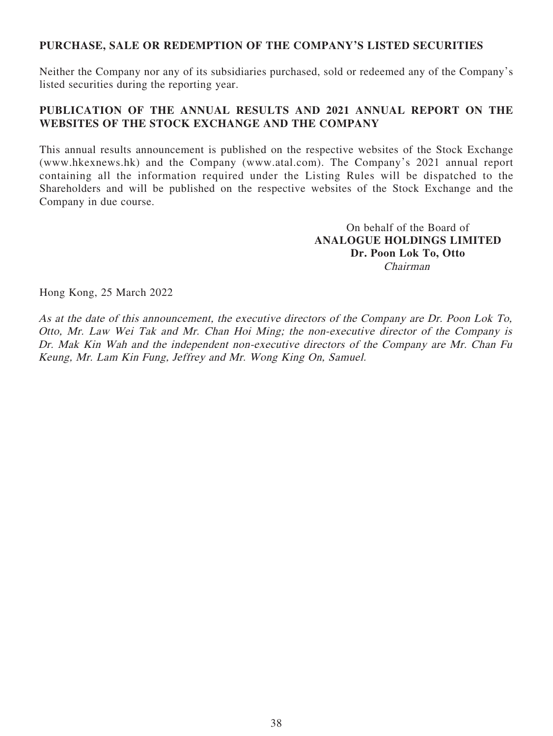## PURCHASE, SALE OR REDEMPTION OF THE COMPANY'S LISTED SECURITIES

Neither the Company nor any of its subsidiaries purchased, sold or redeemed any of the Company's listed securities during the reporting year.

## PUBLICATION OF THE ANNUAL RESULTS AND 2021 ANNUAL REPORT ON THE WEBSITES OF THE STOCK EXCHANGE AND THE COMPANY

This annual results announcement is published on the respective websites of the Stock Exchange (www.hkexnews.hk) and the Company (www.atal.com). The Company's 2021 annual report containing all the information required under the Listing Rules will be dispatched to the Shareholders and will be published on the respective websites of the Stock Exchange and the Company in due course.

On behalf of the Board of
**ANALOGUE HOLDINGS LIMITED**
**Dr. Poon Lok To, Otto**
*Chairman*

Hong Kong, 25 March 2022

*As at the date of this announcement, the executive directors of the Company are Dr. Poon Lok To, Otto, Mr. Law Wei Tak and Mr. Chan Hoi Ming; the non-executive director of the Company is Dr. Mak Kin Wah and the independent non-executive directors of the Company are Mr. Chan Fu Keung, Mr. Lam Kin Fung, Jeffrey and Mr. Wong King On, Samuel.*